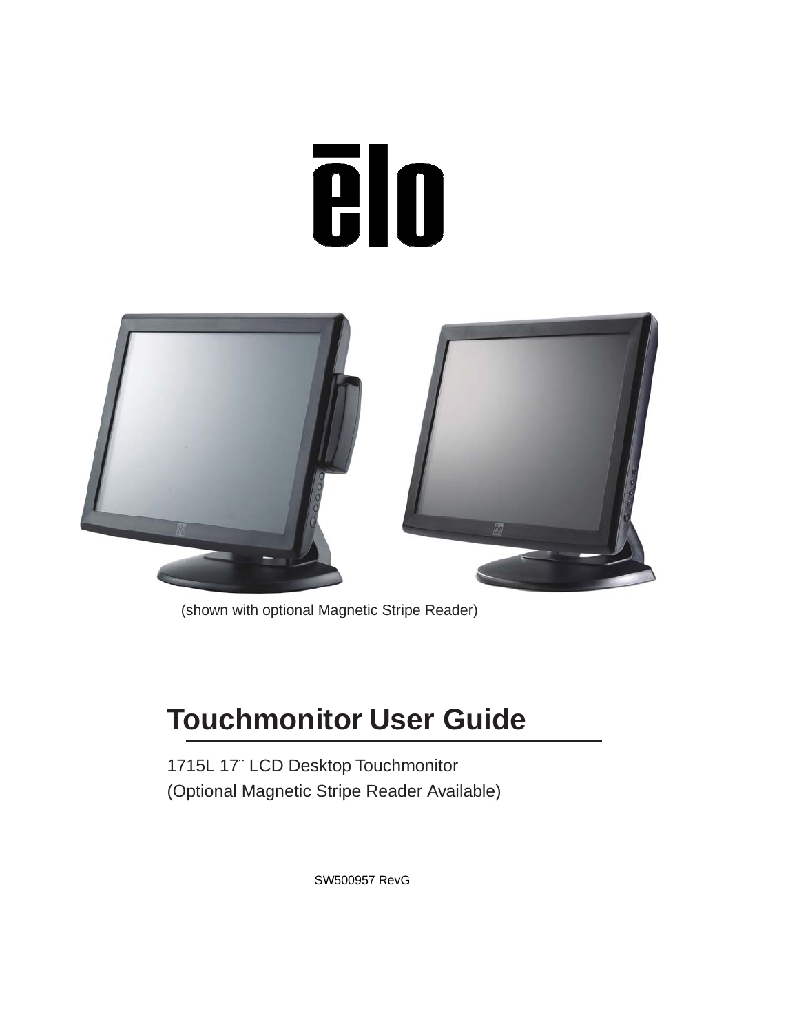elo

(shown with optional Magnetic Stripe Reader)

# Touchmonitor User Guide

1715L 17¨ LCD Desktop Touchmonitor
(Optional Magnetic Stripe Reader Available)

SW500957 RevG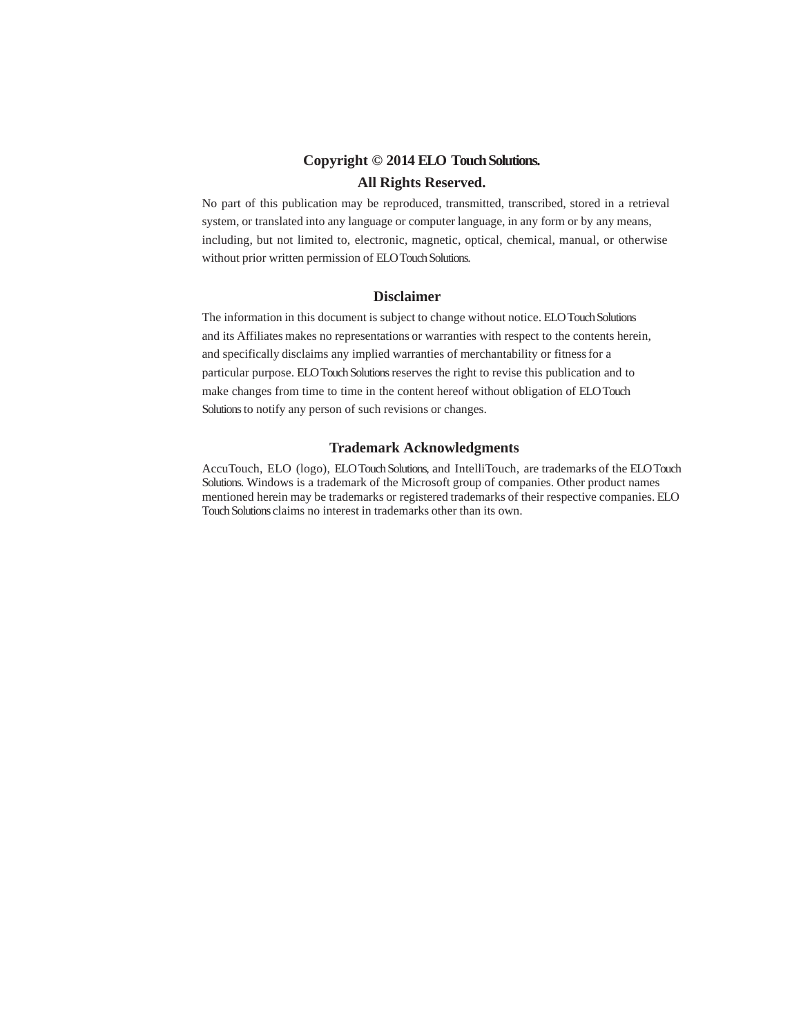## Copyright © 2014 ELO Touch Solutions.
## All Rights Reserved.

No part of this publication may be reproduced, transmitted, transcribed, stored in a retrieval system, or translated into any language or computer language, in any form or by any means, including, but not limited to, electronic, magnetic, optical, chemical, manual, or otherwise without prior written permission of ELO Touch Solutions.

## Disclaimer

The information in this document is subject to change without notice. ELO Touch Solutions and its Affiliates makes no representations or warranties with respect to the contents herein, and specifically disclaims any implied warranties of merchantability or fitness for a particular purpose. ELO Touch Solutions reserves the right to revise this publication and to make changes from time to time in the content hereof without obligation of ELO Touch Solutions to notify any person of such revisions or changes.

## Trademark Acknowledgments

AccuTouch, ELO (logo), ELO Touch Solutions, and IntelliTouch, are trademarks of the ELO Touch Solutions. Windows is a trademark of the Microsoft group of companies. Other product names mentioned herein may be trademarks or registered trademarks of their respective companies. ELO Touch Solutions claims no interest in trademarks other than its own.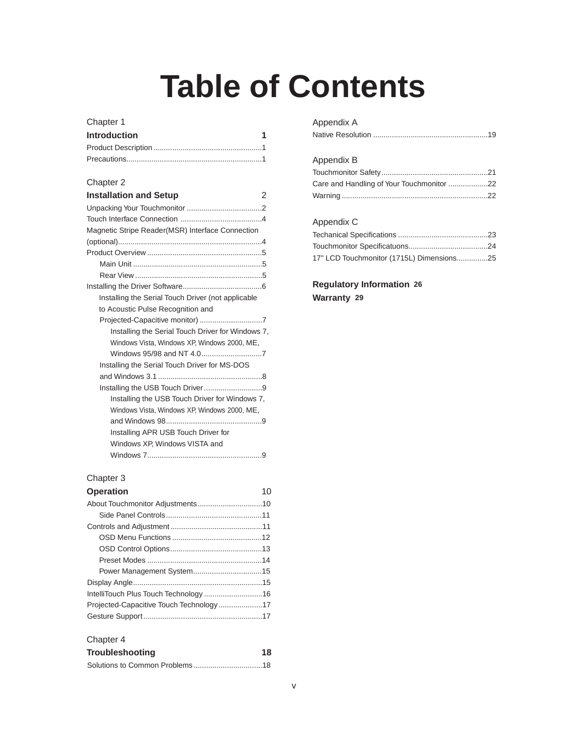# Table of Contents

Chapter 1

**Introduction** 1

Product Description ....................................................1
Precautions................................................................1

Chapter 2

**Installation and Setup** 2

Unpacking Your Touchmonitor ....................................2
Touch Interface Connection .......................................4
Magnetic Stripe Reader(MSR) Interface Connection (optional)....................................................................4
Product Overview .......................................................5
- Main Unit ..............................................................5
- Rear View .............................................................5

Installing the Driver Software......................................6
- Installing the Serial Touch Driver (not applicable to Acoustic Pulse Recognition and Projected-Capacitive monitor) ..............................7
  - Installing the Serial Touch Driver for Windows 7, Windows Vista, Windows XP, Windows 2000, ME, Windows 95/98 and NT 4.0.............................7
- Installing the Serial Touch Driver for MS-DOS and Windows 3.1 ..................................................8
- Installing the USB Touch Driver ............................9
  - Installing the USB Touch Driver for Windows 7, Windows Vista, Windows XP, Windows 2000, ME, and Windows 98..............................................9
  - Installing APR USB Touch Driver for Windows XP, Windows VISTA and Windows 7.......................................................9

Chapter 3

**Operation** 10

About Touchmonitor Adjustments...............................10
- Side Panel Controls..............................................11

Controls and Adjustment ............................................11
- OSD Menu Functions ...........................................12
- OSD Control Options............................................13
- Preset Modes .......................................................14
- Power Management System.................................15

Display Angle..............................................................15
IntelliTouch Plus Touch Technology ............................16
Projected-Capacitive Touch Technology .....................17
Gesture Support.........................................................17

Chapter 4

**Troubleshooting** 18

Solutions to Common Problems.................................18

Appendix A

Native Resolution .......................................................19

Appendix B

Touchmonitor Safety...................................................21
Care and Handling of Your Touchmonitor ...................22
Warning ......................................................................22

Appendix C

Techanical Specifications ...........................................23
Touchmonitor Specificatuons......................................24
17" LCD Touchmonitor (1715L) Dimensions...............25

**Regulatory Information** 26

**Warranty** 29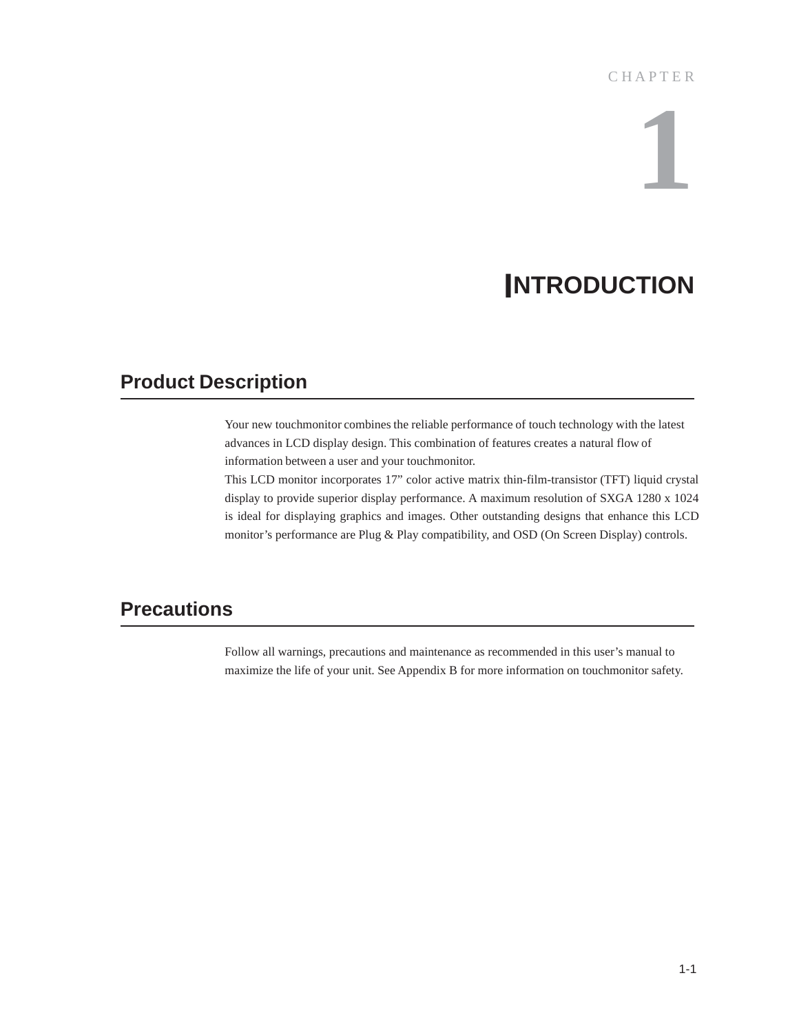CHAPTER

# 1

# INTRODUCTION

## Product Description

Your new touchmonitor combines the reliable performance of touch technology with the latest advances in LCD display design. This combination of features creates a natural flow of information between a user and your touchmonitor.

This LCD monitor incorporates 17" color active matrix thin-film-transistor (TFT) liquid crystal display to provide superior display performance. A maximum resolution of SXGA 1280 x 1024 is ideal for displaying graphics and images. Other outstanding designs that enhance this LCD monitor's performance are Plug & Play compatibility, and OSD (On Screen Display) controls.

## Precautions

Follow all warnings, precautions and maintenance as recommended in this user's manual to maximize the life of your unit. See Appendix B for more information on touchmonitor safety.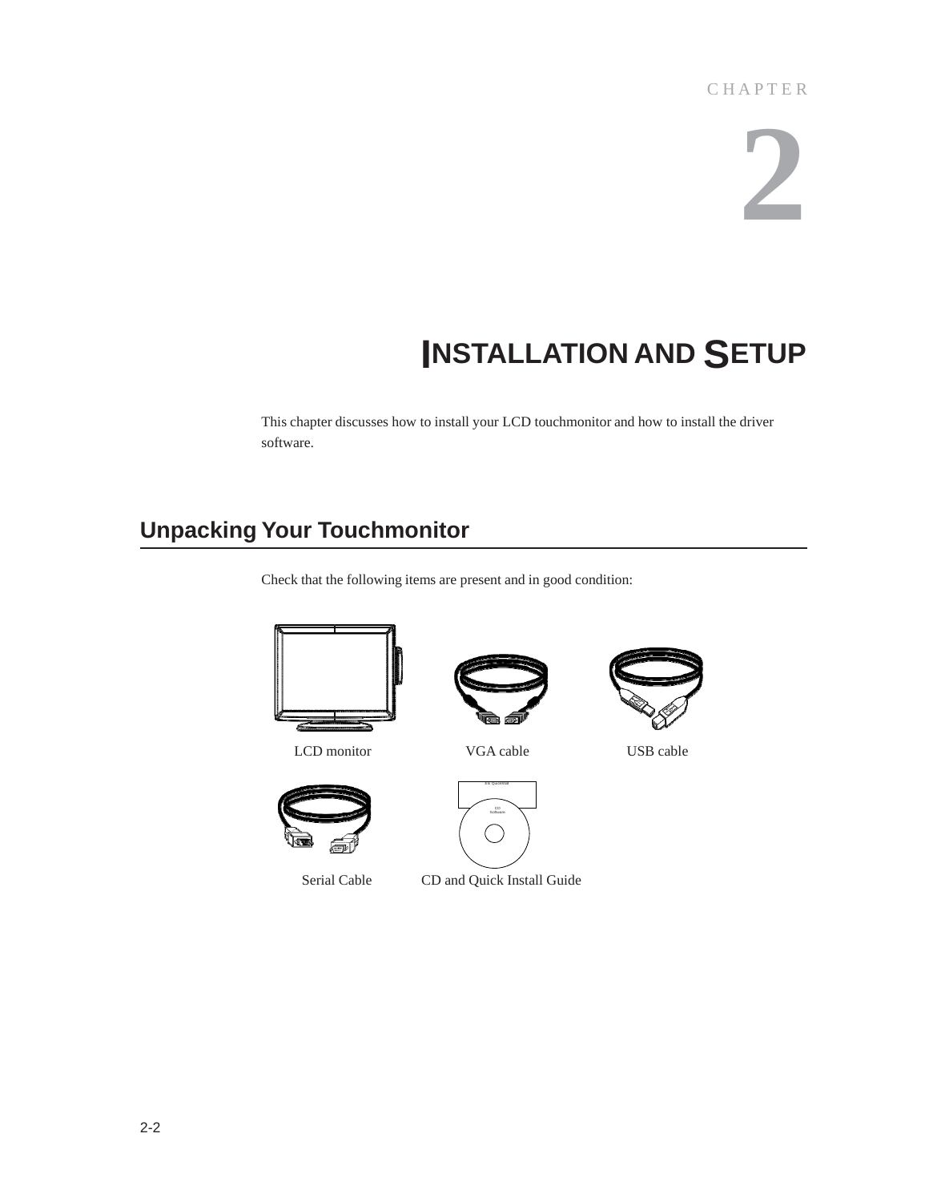CHAPTER

2

# INSTALLATION AND SETUP

This chapter discusses how to install your LCD touchmonitor and how to install the driver software.

## Unpacking Your Touchmonitor

Check that the following items are present and in good condition:

LCD monitor

VGA cable

USB cable

Serial Cable

CD and Quick Install Guide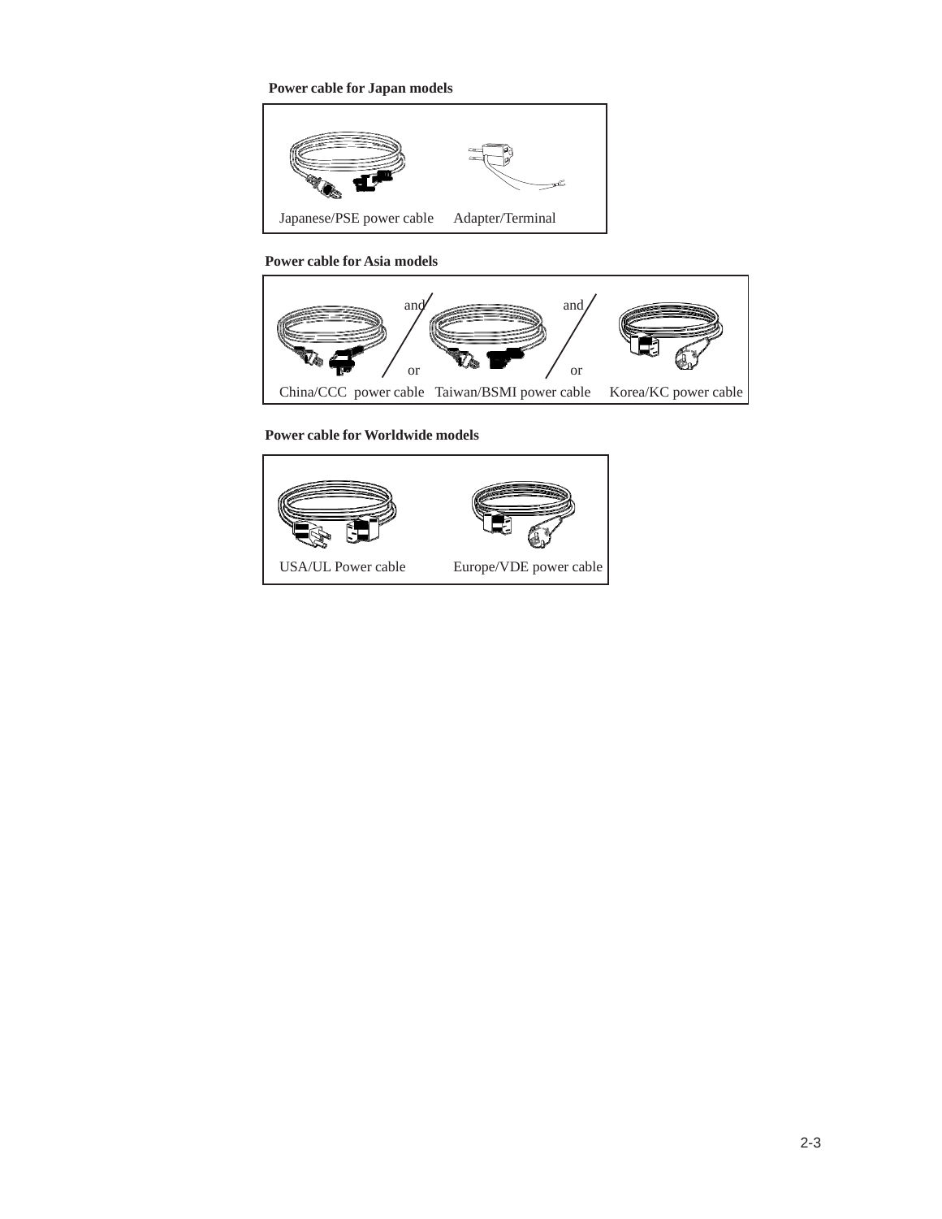**Power cable for Japan models**

Japanese/PSE power cable    Adapter/Terminal

**Power cable for Asia models**

and / or    and / or

China/CCC power cable    Taiwan/BSMI power cable    Korea/KC power cable

**Power cable for Worldwide models**

USA/UL Power cable    Europe/VDE power cable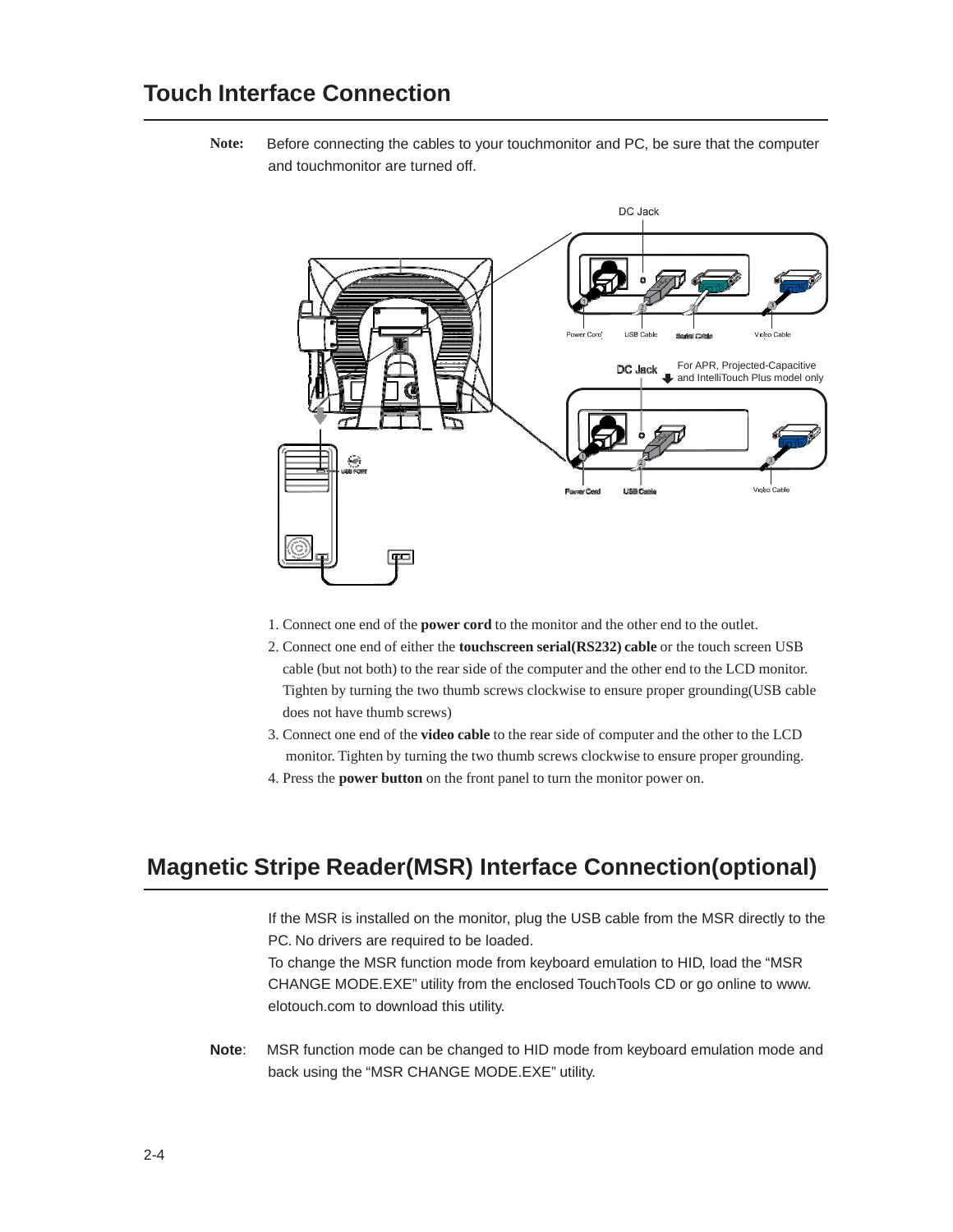## Touch Interface Connection

**Note:** Before connecting the cables to your touchmonitor and PC, be sure that the computer and touchmonitor are turned off.

1. Connect one end of the **power cord** to the monitor and the other end to the outlet.
2. Connect one end of either the **touchscreen serial(RS232) cable** or the touch screen USB cable (but not both) to the rear side of the computer and the other end to the LCD monitor. Tighten by turning the two thumb screws clockwise to ensure proper grounding(USB cable does not have thumb screws)
3. Connect one end of the **video cable** to the rear side of computer and the other to the LCD monitor. Tighten by turning the two thumb screws clockwise to ensure proper grounding.
4. Press the **power button** on the front panel to turn the monitor power on.

## Magnetic Stripe Reader(MSR) Interface Connection(optional)

If the MSR is installed on the monitor, plug the USB cable from the MSR directly to the PC. No drivers are required to be loaded.
To change the MSR function mode from keyboard emulation to HID, load the "MSR CHANGE MODE.EXE" utility from the enclosed TouchTools CD or go online to www.elotouch.com to download this utility.

**Note**: MSR function mode can be changed to HID mode from keyboard emulation mode and back using the "MSR CHANGE MODE.EXE" utility.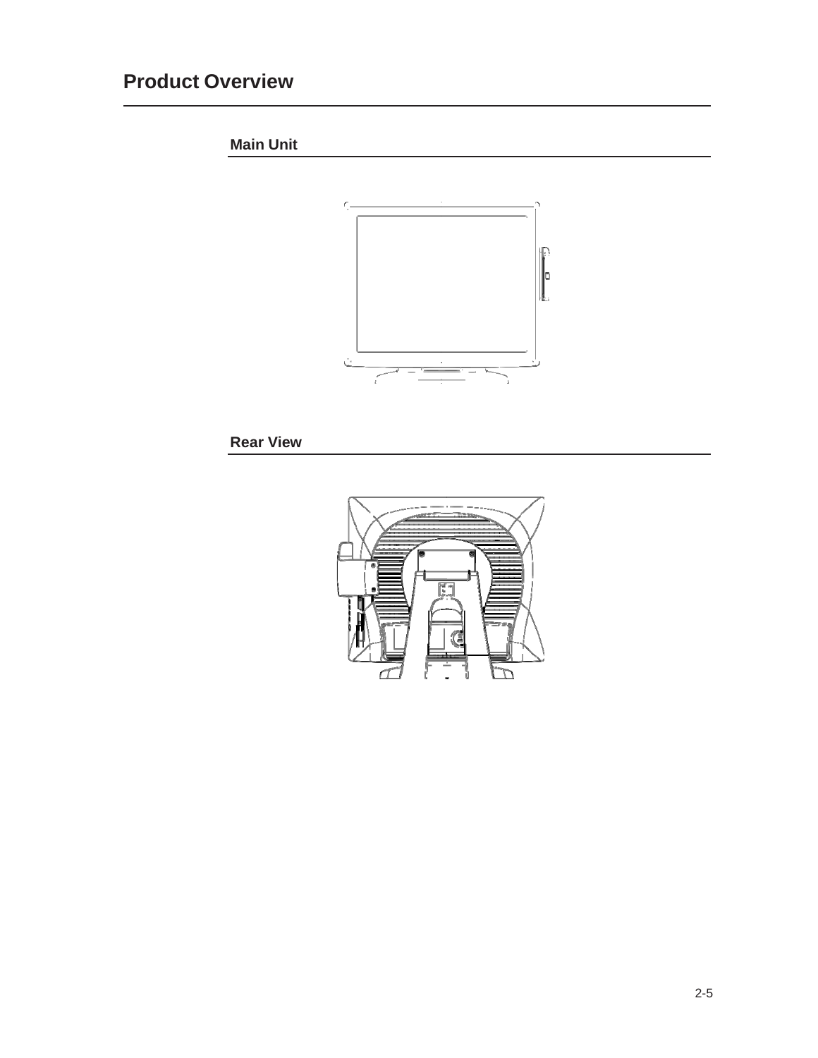# Product Overview

## Main Unit

## Rear View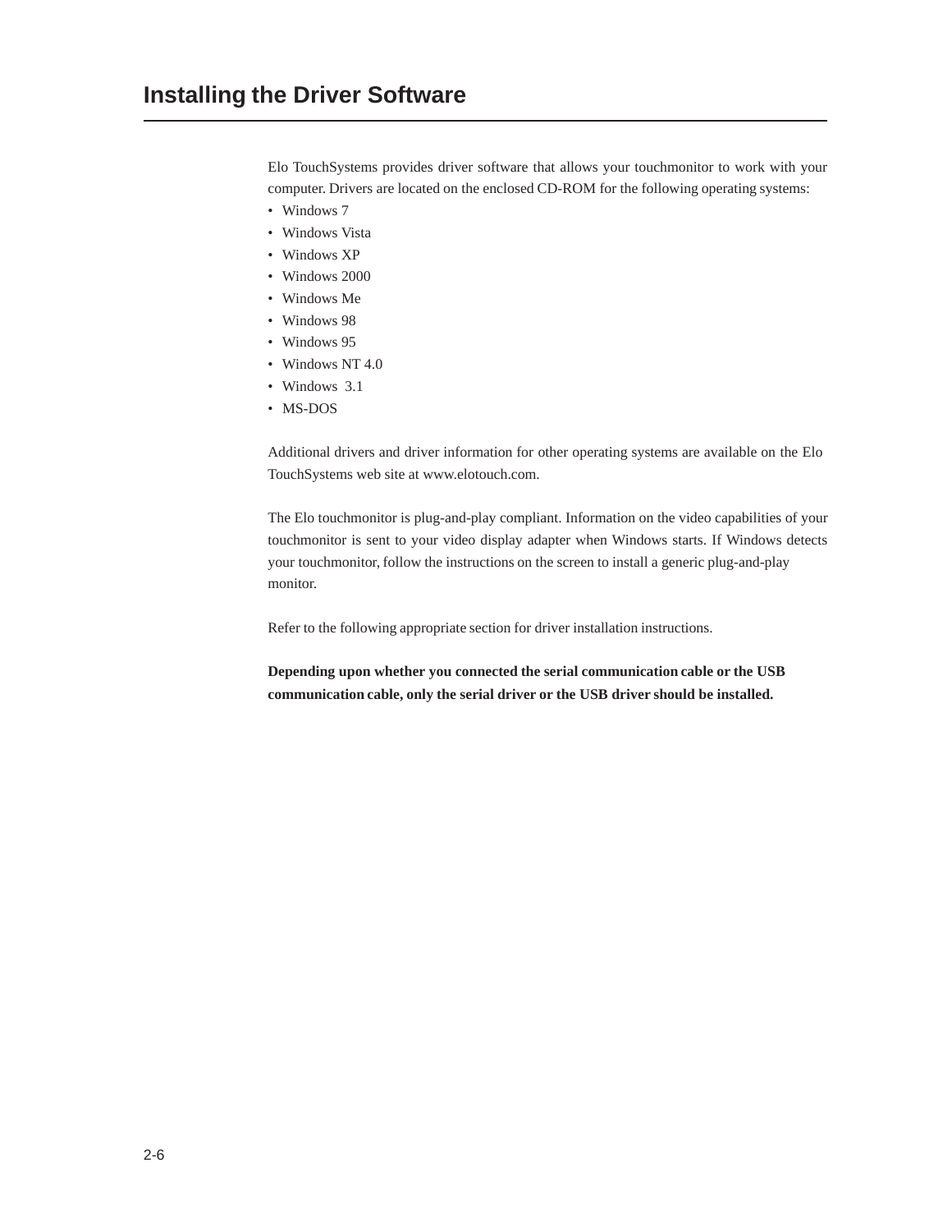## Installing the Driver Software

Elo TouchSystems provides driver software that allows your touchmonitor to work with your computer. Drivers are located on the enclosed CD-ROM for the following operating systems:

- Windows 7
- Windows Vista
- Windows XP
- Windows 2000
- Windows Me
- Windows 98
- Windows 95
- Windows NT 4.0
- Windows 3.1
- MS-DOS

Additional drivers and driver information for other operating systems are available on the Elo TouchSystems web site at www.elotouch.com.

The Elo touchmonitor is plug-and-play compliant. Information on the video capabilities of your touchmonitor is sent to your video display adapter when Windows starts. If Windows detects your touchmonitor, follow the instructions on the screen to install a generic plug-and-play monitor.

Refer to the following appropriate section for driver installation instructions.

**Depending upon whether you connected the serial communication cable or the USB communication cable, only the serial driver or the USB driver should be installed.**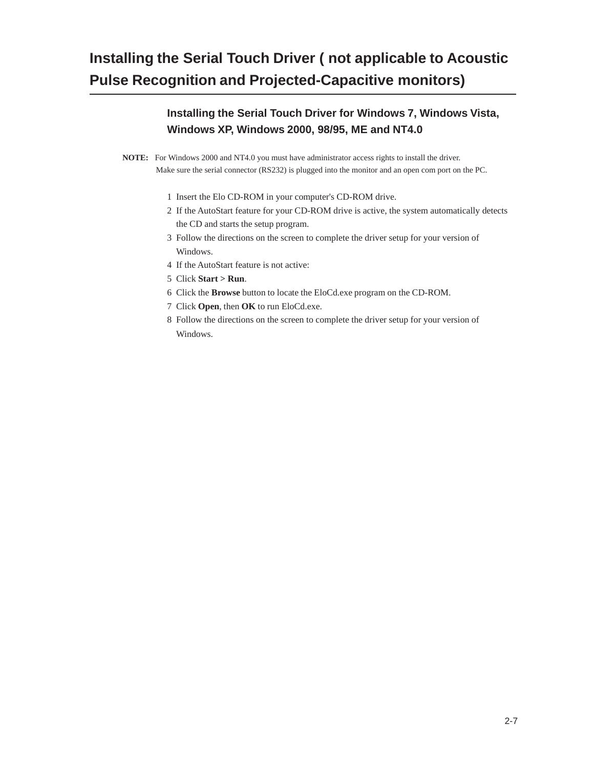## Installing the Serial Touch Driver ( not applicable to Acoustic Pulse Recognition and Projected-Capacitive monitors)

### Installing the Serial Touch Driver for Windows 7, Windows Vista, Windows XP, Windows 2000, 98/95, ME and NT4.0

**NOTE:** For Windows 2000 and NT4.0 you must have administrator access rights to install the driver. Make sure the serial connector (RS232) is plugged into the monitor and an open com port on the PC.

1. Insert the Elo CD-ROM in your computer's CD-ROM drive.
2. If the AutoStart feature for your CD-ROM drive is active, the system automatically detects the CD and starts the setup program.
3. Follow the directions on the screen to complete the driver setup for your version of Windows.
4. If the AutoStart feature is not active:
5. Click **Start > Run**.
6. Click the **Browse** button to locate the EloCd.exe program on the CD-ROM.
7. Click **Open**, then **OK** to run EloCd.exe.
8. Follow the directions on the screen to complete the driver setup for your version of Windows.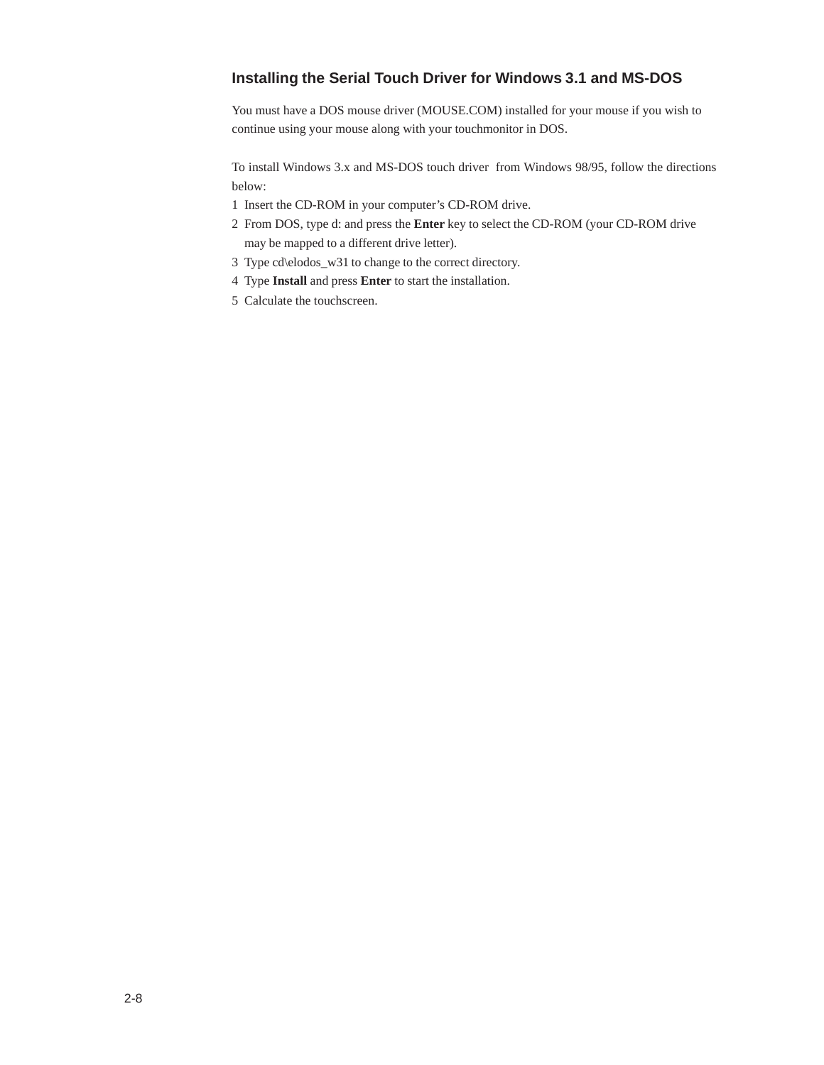## Installing the Serial Touch Driver for Windows 3.1 and MS-DOS

You must have a DOS mouse driver (MOUSE.COM) installed for your mouse if you wish to continue using your mouse along with your touchmonitor in DOS.

To install Windows 3.x and MS-DOS touch driver from Windows 98/95, follow the directions below:

1. Insert the CD-ROM in your computer's CD-ROM drive.
2. From DOS, type d: and press the **Enter** key to select the CD-ROM (your CD-ROM drive may be mapped to a different drive letter).
3. Type cd\elodos_w31 to change to the correct directory.
4. Type **Install** and press **Enter** to start the installation.
5. Calculate the touchscreen.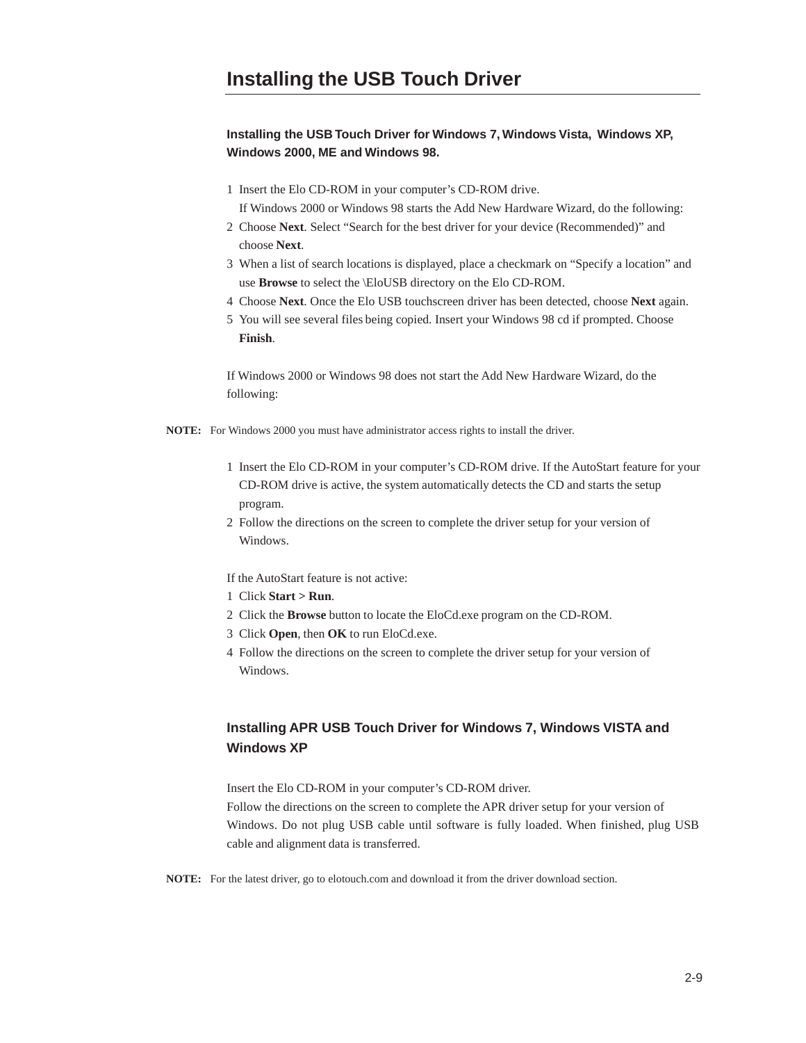# Installing the USB Touch Driver

### Installing the USB Touch Driver for Windows 7, Windows Vista, Windows XP, Windows 2000, ME and Windows 98.

1. Insert the Elo CD-ROM in your computer's CD-ROM drive.
   If Windows 2000 or Windows 98 starts the Add New Hardware Wizard, do the following:
2. Choose **Next**. Select "Search for the best driver for your device (Recommended)" and choose **Next**.
3. When a list of search locations is displayed, place a checkmark on "Specify a location" and use **Browse** to select the \EloUSB directory on the Elo CD-ROM.
4. Choose **Next**. Once the Elo USB touchscreen driver has been detected, choose **Next** again.
5. You will see several files being copied. Insert your Windows 98 cd if prompted. Choose **Finish**.

If Windows 2000 or Windows 98 does not start the Add New Hardware Wizard, do the following:

**NOTE:** For Windows 2000 you must have administrator access rights to install the driver.

1. Insert the Elo CD-ROM in your computer's CD-ROM drive. If the AutoStart feature for your CD-ROM drive is active, the system automatically detects the CD and starts the setup program.
2. Follow the directions on the screen to complete the driver setup for your version of Windows.

If the AutoStart feature is not active:

1. Click **Start > Run**.
2. Click the **Browse** button to locate the EloCd.exe program on the CD-ROM.
3. Click **Open**, then **OK** to run EloCd.exe.
4. Follow the directions on the screen to complete the driver setup for your version of Windows.

### Installing APR USB Touch Driver for Windows 7, Windows VISTA and Windows XP

Insert the Elo CD-ROM in your computer's CD-ROM driver.
Follow the directions on the screen to complete the APR driver setup for your version of Windows. Do not plug USB cable until software is fully loaded. When finished, plug USB cable and alignment data is transferred.

**NOTE:** For the latest driver, go to elotouch.com and download it from the driver download section.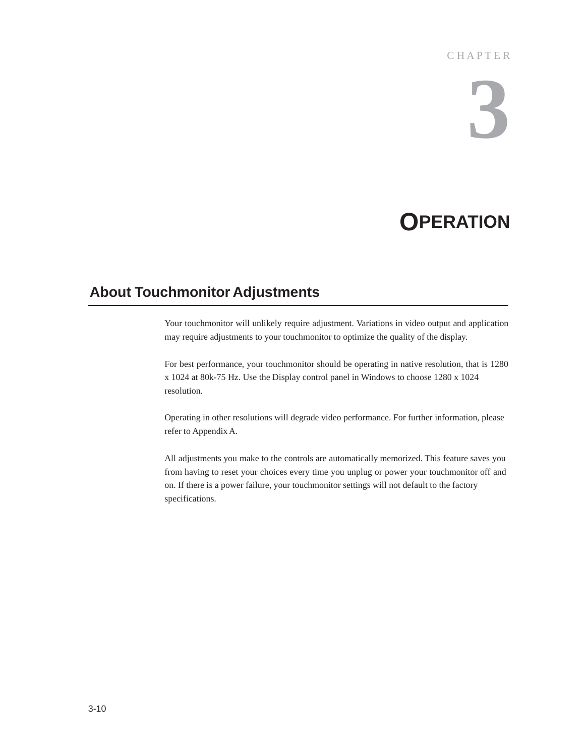CHAPTER

# 3

# OPERATION

## About Touchmonitor Adjustments

Your touchmonitor will unlikely require adjustment. Variations in video output and application may require adjustments to your touchmonitor to optimize the quality of the display.

For best performance, your touchmonitor should be operating in native resolution, that is 1280 x 1024 at 80k-75 Hz. Use the Display control panel in Windows to choose 1280 x 1024 resolution.

Operating in other resolutions will degrade video performance. For further information, please refer to Appendix A.

All adjustments you make to the controls are automatically memorized. This feature saves you from having to reset your choices every time you unplug or power your touchmonitor off and on. If there is a power failure, your touchmonitor settings will not default to the factory specifications.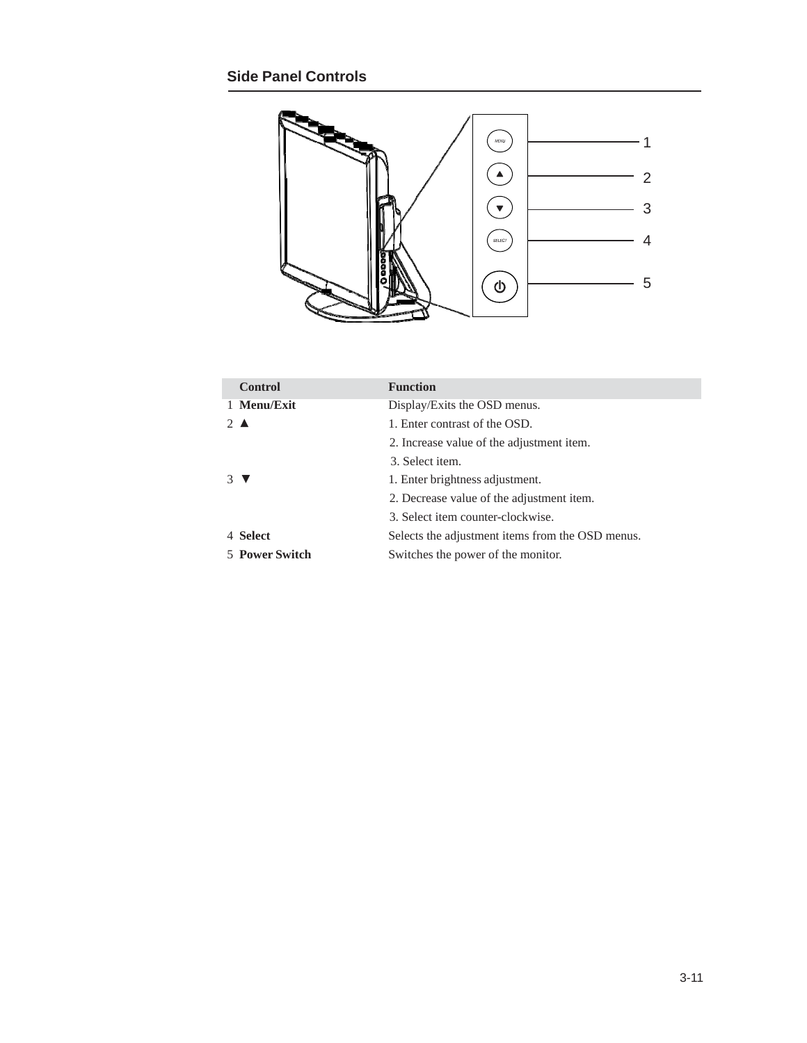## Side Panel Controls

| | Control | Function |
|---|---|---|
| 1 | **Menu/Exit** | Display/Exits the OSD menus. |
| 2 | ▲ | 1. Enter contrast of the OSD. |
| | | 2. Increase value of the adjustment item. |
| | | 3. Select item. |
| 3 | ▼ | 1. Enter brightness adjustment. |
| | | 2. Decrease value of the adjustment item. |
| | | 3. Select item counter-clockwise. |
| 4 | **Select** | Selects the adjustment items from the OSD menus. |
| 5 | **Power Switch** | Switches the power of the monitor. |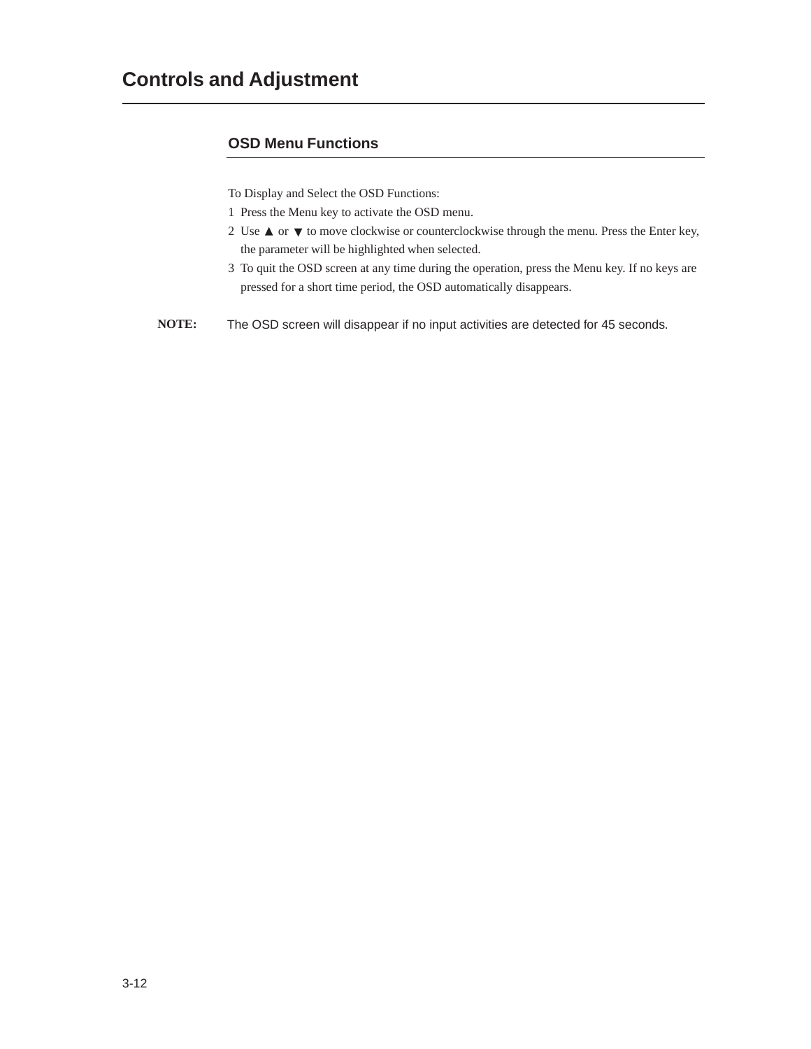# Controls and Adjustment

## OSD Menu Functions

To Display and Select the OSD Functions:

1. Press the Menu key to activate the OSD menu.
2. Use ▲ or ▼ to move clockwise or counterclockwise through the menu. Press the Enter key, the parameter will be highlighted when selected.
3. To quit the OSD screen at any time during the operation, press the Menu key. If no keys are pressed for a short time period, the OSD automatically disappears.

**NOTE:** The OSD screen will disappear if no input activities are detected for 45 seconds.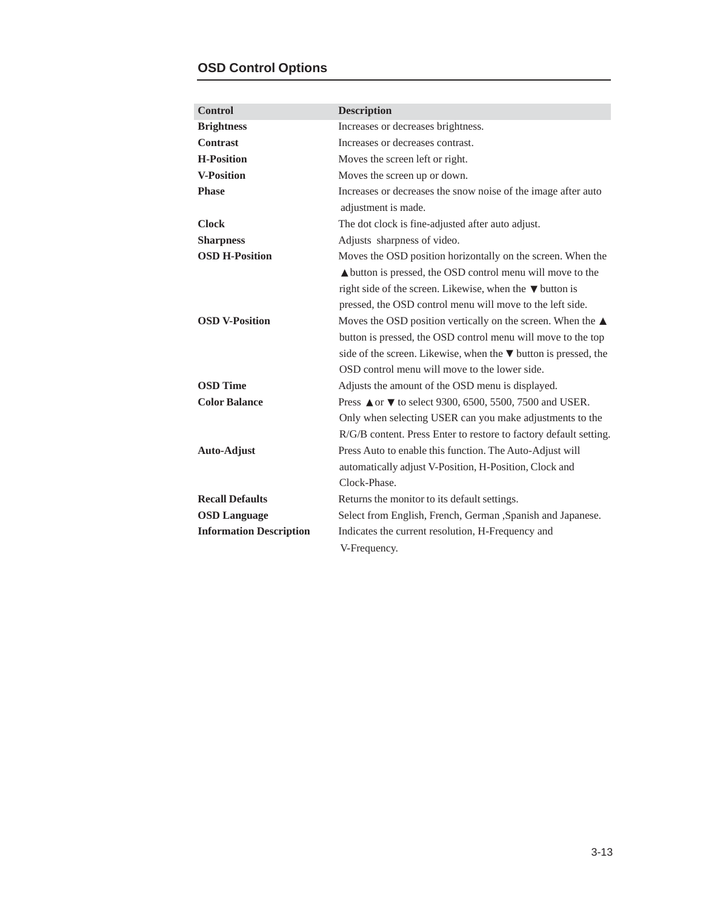## OSD Control Options

| Control | Description |
|---|---|
| **Brightness** | Increases or decreases brightness. |
| **Contrast** | Increases or decreases contrast. |
| **H-Position** | Moves the screen left or right. |
| **V-Position** | Moves the screen up or down. |
| **Phase** | Increases or decreases the snow noise of the image after auto adjustment is made. |
| **Clock** | The dot clock is fine-adjusted after auto adjust. |
| **Sharpness** | Adjusts sharpness of video. |
| **OSD H-Position** | Moves the OSD position horizontally on the screen. When the ▲button is pressed, the OSD control menu will move to the right side of the screen. Likewise, when the ▼button is pressed, the OSD control menu will move to the left side. |
| **OSD V-Position** | Moves the OSD position vertically on the screen. When the ▲ button is pressed, the OSD control menu will move to the top side of the screen. Likewise, when the ▼ button is pressed, the OSD control menu will move to the lower side. |
| **OSD Time** | Adjusts the amount of the OSD menu is displayed. |
| **Color Balance** | Press ▲or ▼ to select 9300, 6500, 5500, 7500 and USER. Only when selecting USER can you make adjustments to the R/G/B content. Press Enter to restore to factory default setting. |
| **Auto-Adjust** | Press Auto to enable this function. The Auto-Adjust will automatically adjust V-Position, H-Position, Clock and Clock-Phase. |
| **Recall Defaults** | Returns the monitor to its default settings. |
| **OSD Language** | Select from English, French, German ,Spanish and Japanese. |
| **Information Description** | Indicates the current resolution, H-Frequency and V-Frequency. |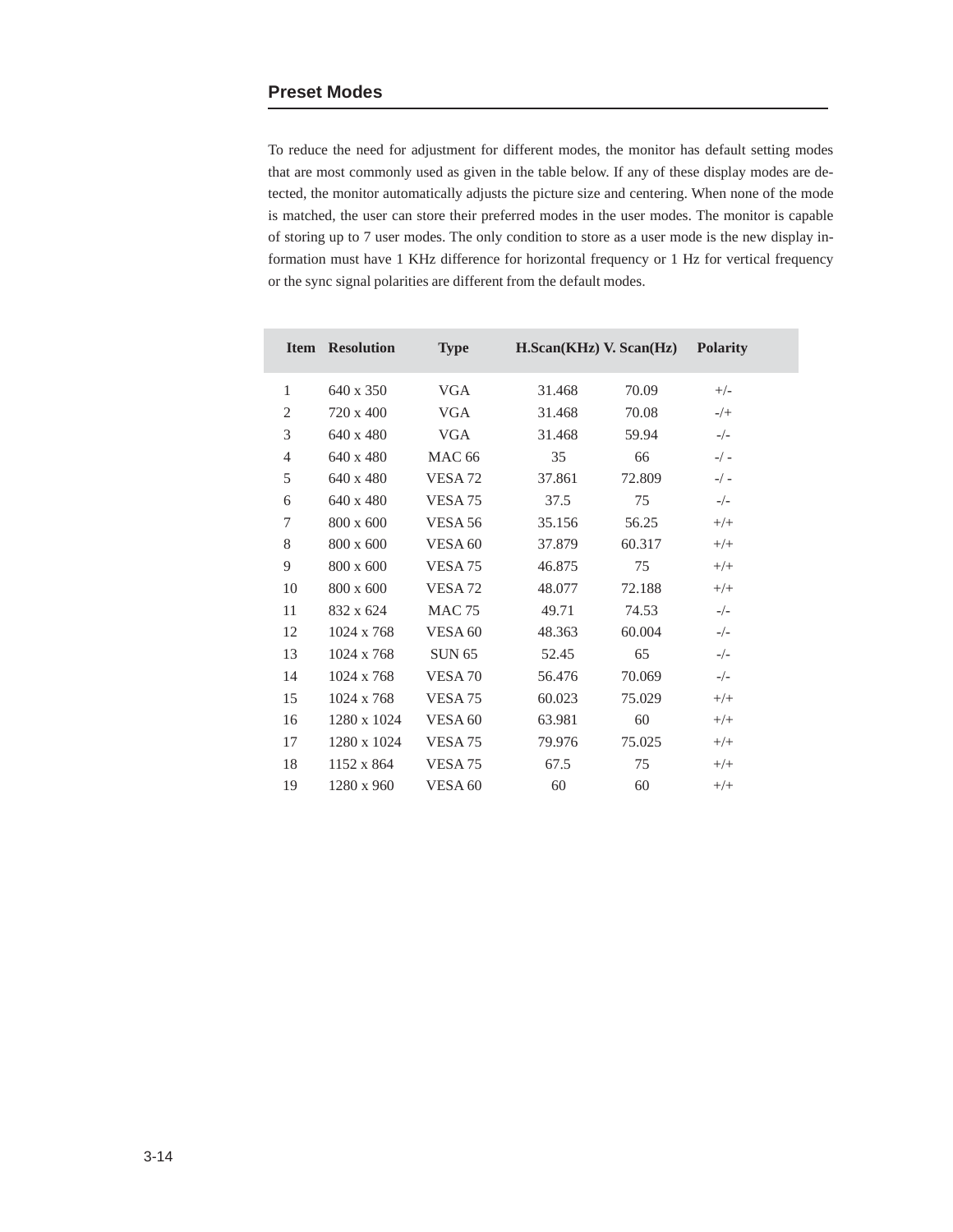## Preset Modes

To reduce the need for adjustment for different modes, the monitor has default setting modes that are most commonly used as given in the table below. If any of these display modes are detected, the monitor automatically adjusts the picture size and centering. When none of the mode is matched, the user can store their preferred modes in the user modes. The monitor is capable of storing up to 7 user modes. The only condition to store as a user mode is the new display information must have 1 KHz difference for horizontal frequency or 1 Hz for vertical frequency or the sync signal polarities are different from the default modes.

| Item | Resolution | Type | H.Scan(KHz) | V. Scan(Hz) | Polarity |
|---|---|---|---|---|---|
| 1 | 640 x 350 | VGA | 31.468 | 70.09 | +/- |
| 2 | 720 x 400 | VGA | 31.468 | 70.08 | -/+ |
| 3 | 640 x 480 | VGA | 31.468 | 59.94 | -/- |
| 4 | 640 x 480 | MAC 66 | 35 | 66 | -/ - |
| 5 | 640 x 480 | VESA 72 | 37.861 | 72.809 | -/ - |
| 6 | 640 x 480 | VESA 75 | 37.5 | 75 | -/- |
| 7 | 800 x 600 | VESA 56 | 35.156 | 56.25 | +/+ |
| 8 | 800 x 600 | VESA 60 | 37.879 | 60.317 | +/+ |
| 9 | 800 x 600 | VESA 75 | 46.875 | 75 | +/+ |
| 10 | 800 x 600 | VESA 72 | 48.077 | 72.188 | +/+ |
| 11 | 832 x 624 | MAC 75 | 49.71 | 74.53 | -/- |
| 12 | 1024 x 768 | VESA 60 | 48.363 | 60.004 | -/- |
| 13 | 1024 x 768 | SUN 65 | 52.45 | 65 | -/- |
| 14 | 1024 x 768 | VESA 70 | 56.476 | 70.069 | -/- |
| 15 | 1024 x 768 | VESA 75 | 60.023 | 75.029 | +/+ |
| 16 | 1280 x 1024 | VESA 60 | 63.981 | 60 | +/+ |
| 17 | 1280 x 1024 | VESA 75 | 79.976 | 75.025 | +/+ |
| 18 | 1152 x 864 | VESA 75 | 67.5 | 75 | +/+ |
| 19 | 1280 x 960 | VESA 60 | 60 | 60 | +/+ |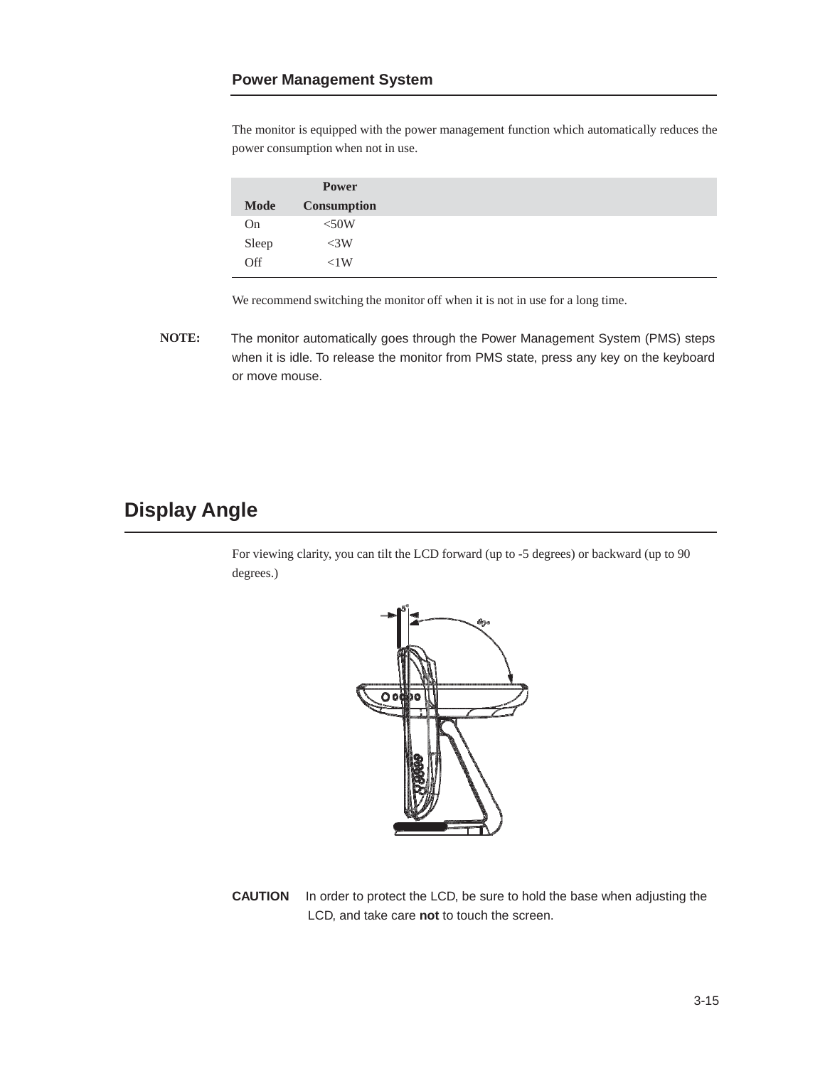### Power Management System

The monitor is equipped with the power management function which automatically reduces the power consumption when not in use.

| Mode | Power Consumption |
|---|---|
| On | <50W |
| Sleep | <3W |
| Off | <1W |

We recommend switching the monitor off when it is not in use for a long time.

**NOTE:** The monitor automatically goes through the Power Management System (PMS) steps when it is idle. To release the monitor from PMS state, press any key on the keyboard or move mouse.

## Display Angle

For viewing clarity, you can tilt the LCD forward (up to -5 degrees) or backward (up to 90 degrees.)

**CAUTION** In order to protect the LCD, be sure to hold the base when adjusting the LCD, and take care **not** to touch the screen.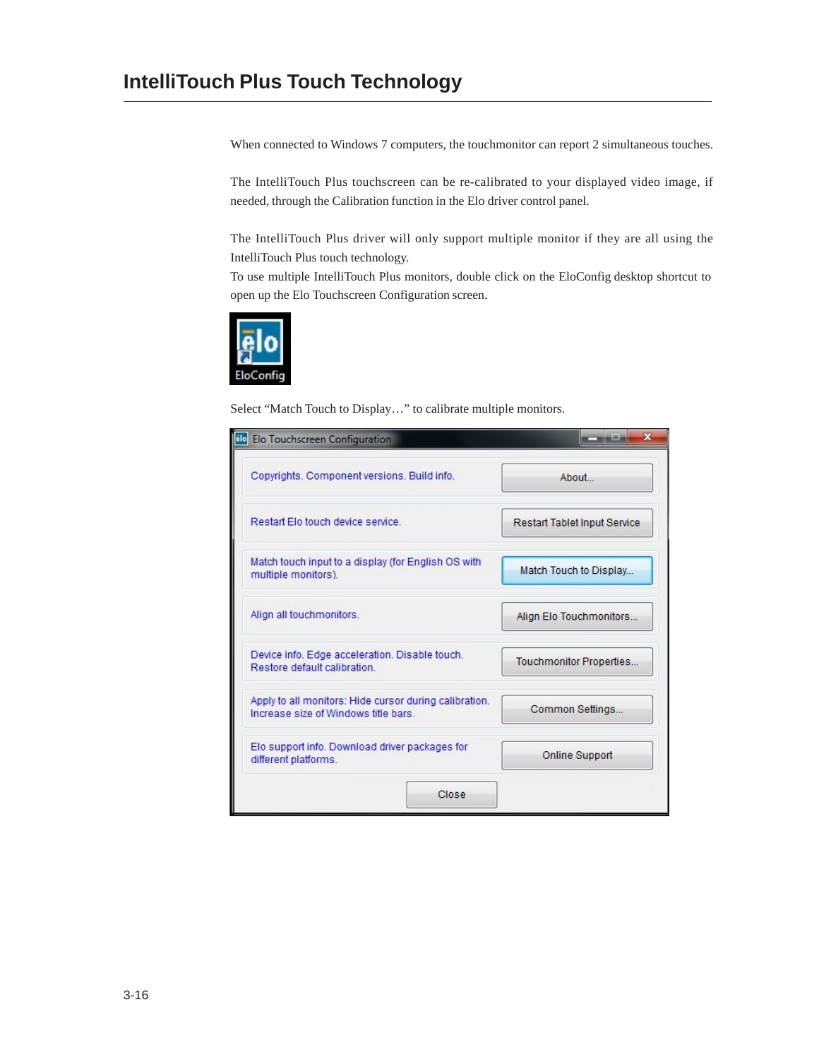## IntelliTouch Plus Touch Technology

When connected to Windows 7 computers, the touchmonitor can report 2 simultaneous touches.

The IntelliTouch Plus touchscreen can be re-calibrated to your displayed video image, if needed, through the Calibration function in the Elo driver control panel.

The IntelliTouch Plus driver will only support multiple monitor if they are all using the IntelliTouch Plus touch technology.
To use multiple IntelliTouch Plus monitors, double click on the EloConfig desktop shortcut to open up the Elo Touchscreen Configuration screen.

Select "Match Touch to Display…" to calibrate multiple monitors.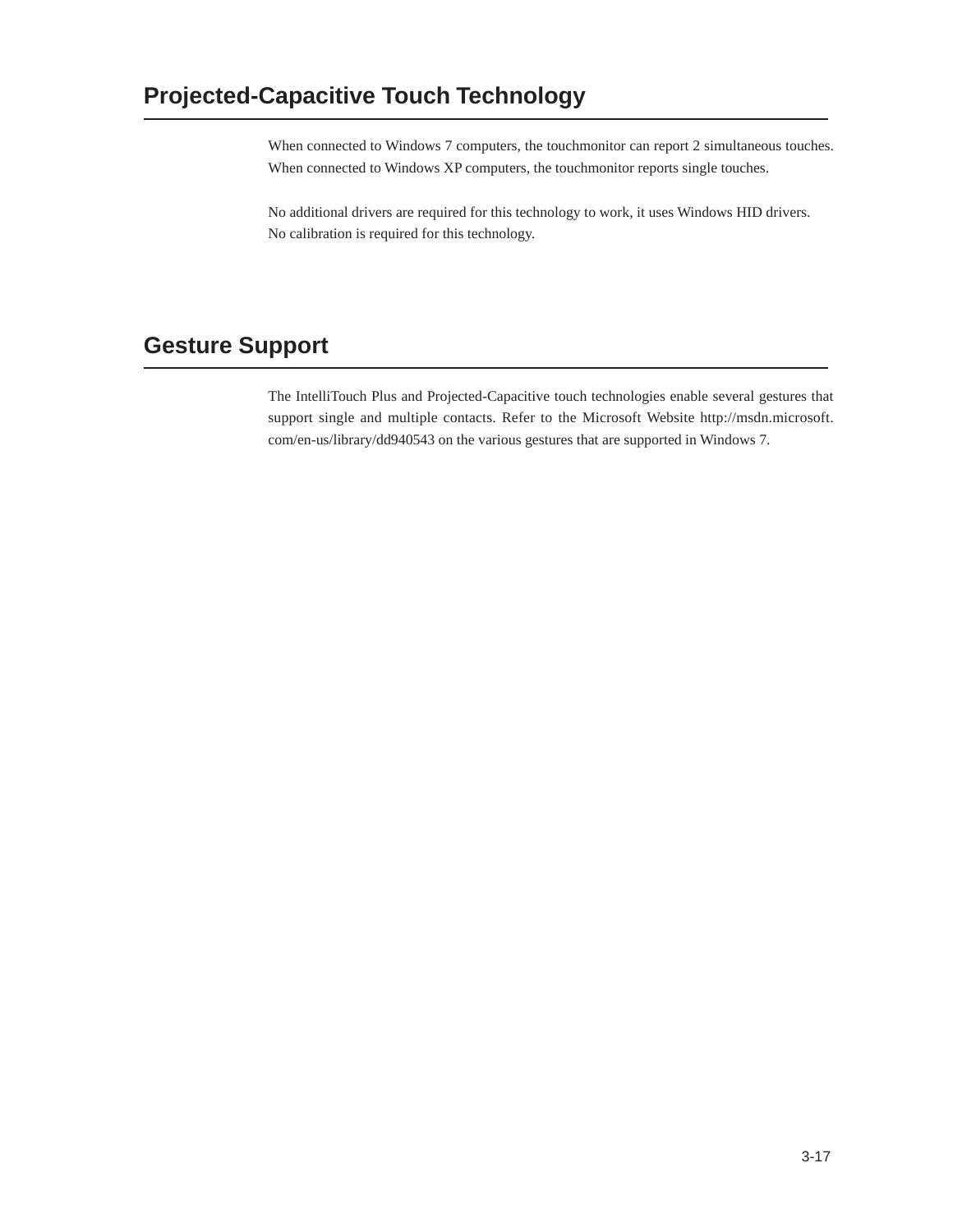## Projected-Capacitive Touch Technology

When connected to Windows 7 computers, the touchmonitor can report 2 simultaneous touches. When connected to Windows XP computers, the touchmonitor reports single touches.

No additional drivers are required for this technology to work, it uses Windows HID drivers. No calibration is required for this technology.

## Gesture Support

The IntelliTouch Plus and Projected-Capacitive touch technologies enable several gestures that support single and multiple contacts. Refer to the Microsoft Website http://msdn.microsoft.com/en-us/library/dd940543 on the various gestures that are supported in Windows 7.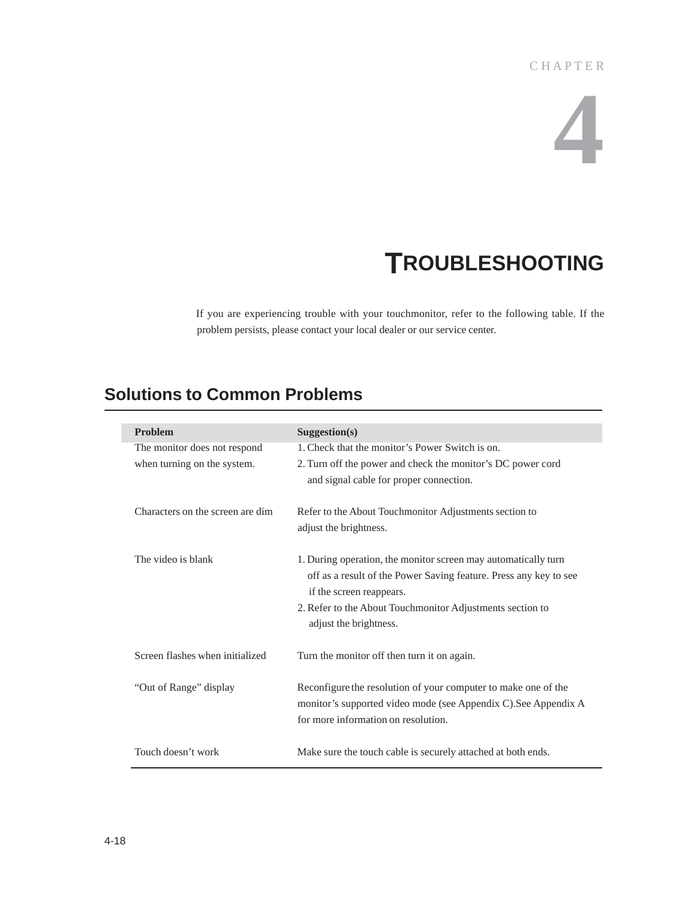CHAPTER

# 4

# TROUBLESHOOTING

If you are experiencing trouble with your touchmonitor, refer to the following table. If the problem persists, please contact your local dealer or our service center.

## Solutions to Common Problems

| Problem | Suggestion(s) |
| --- | --- |
| The monitor does not respond when turning on the system. | 1. Check that the monitor's Power Switch is on.<br>2. Turn off the power and check the monitor's DC power cord and signal cable for proper connection. |
| Characters on the screen are dim | Refer to the About Touchmonitor Adjustments section to adjust the brightness. |
| The video is blank | 1. During operation, the monitor screen may automatically turn off as a result of the Power Saving feature. Press any key to see if the screen reappears.<br>2. Refer to the About Touchmonitor Adjustments section to adjust the brightness. |
| Screen flashes when initialized | Turn the monitor off then turn it on again. |
| "Out of Range" display | Reconfigure the resolution of your computer to make one of the monitor's supported video mode (see Appendix C).See Appendix A for more information on resolution. |
| Touch doesn't work | Make sure the touch cable is securely attached at both ends. |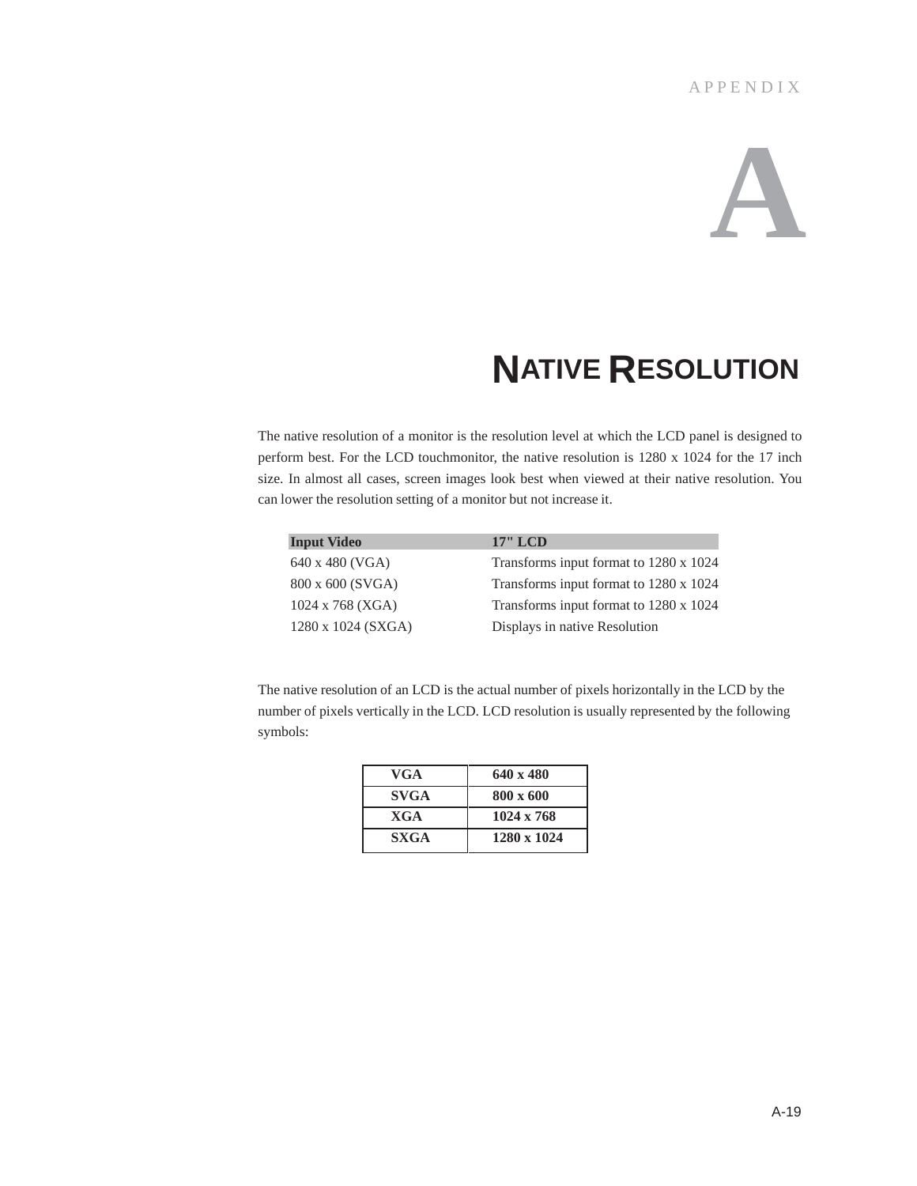APPENDIX

# A

## NATIVE RESOLUTION

The native resolution of a monitor is the resolution level at which the LCD panel is designed to perform best. For the LCD touchmonitor, the native resolution is 1280 x 1024 for the 17 inch size. In almost all cases, screen images look best when viewed at their native resolution. You can lower the resolution setting of a monitor but not increase it.

| Input Video | 17" LCD |
|---|---|
| 640 x 480 (VGA) | Transforms input format to 1280 x 1024 |
| 800 x 600 (SVGA) | Transforms input format to 1280 x 1024 |
| 1024 x 768 (XGA) | Transforms input format to 1280 x 1024 |
| 1280 x 1024 (SXGA) | Displays in native Resolution |

The native resolution of an LCD is the actual number of pixels horizontally in the LCD by the number of pixels vertically in the LCD. LCD resolution is usually represented by the following symbols:

| VGA | 640 x 480 |
|---|---|
| SVGA | 800 x 600 |
| XGA | 1024 x 768 |
| SXGA | 1280 x 1024 |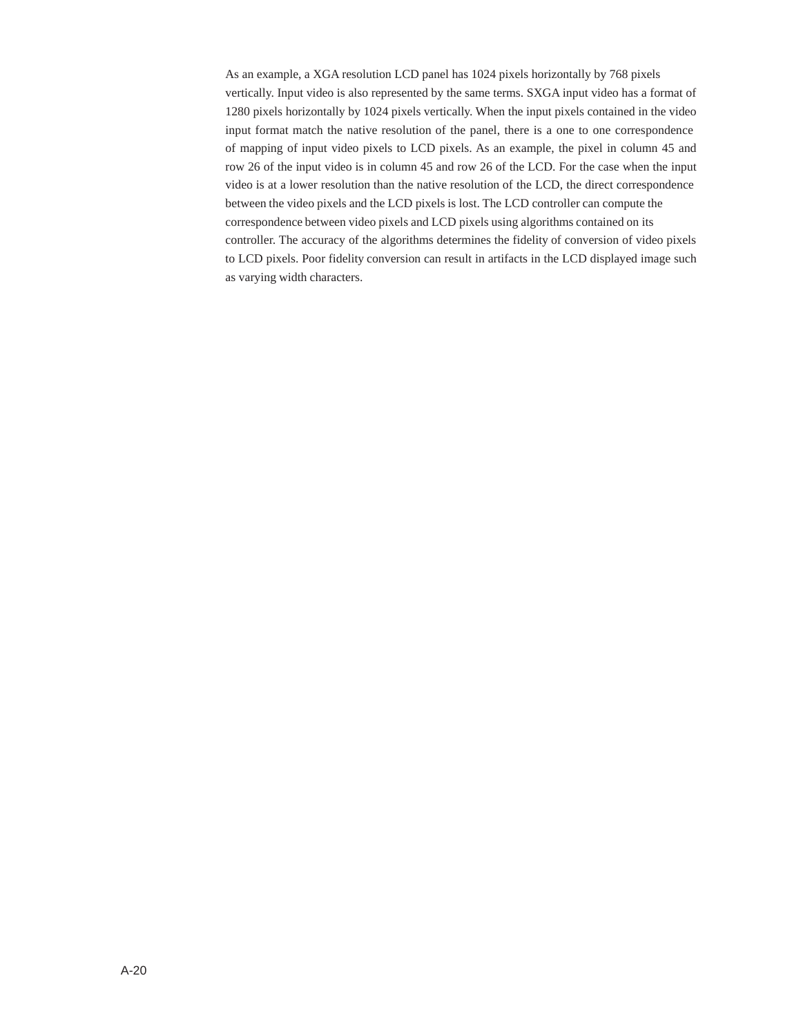As an example, a XGA resolution LCD panel has 1024 pixels horizontally by 768 pixels vertically. Input video is also represented by the same terms. SXGA input video has a format of 1280 pixels horizontally by 1024 pixels vertically. When the input pixels contained in the video input format match the native resolution of the panel, there is a one to one correspondence of mapping of input video pixels to LCD pixels. As an example, the pixel in column 45 and row 26 of the input video is in column 45 and row 26 of the LCD. For the case when the input video is at a lower resolution than the native resolution of the LCD, the direct correspondence between the video pixels and the LCD pixels is lost. The LCD controller can compute the correspondence between video pixels and LCD pixels using algorithms contained on its controller. The accuracy of the algorithms determines the fidelity of conversion of video pixels to LCD pixels. Poor fidelity conversion can result in artifacts in the LCD displayed image such as varying width characters.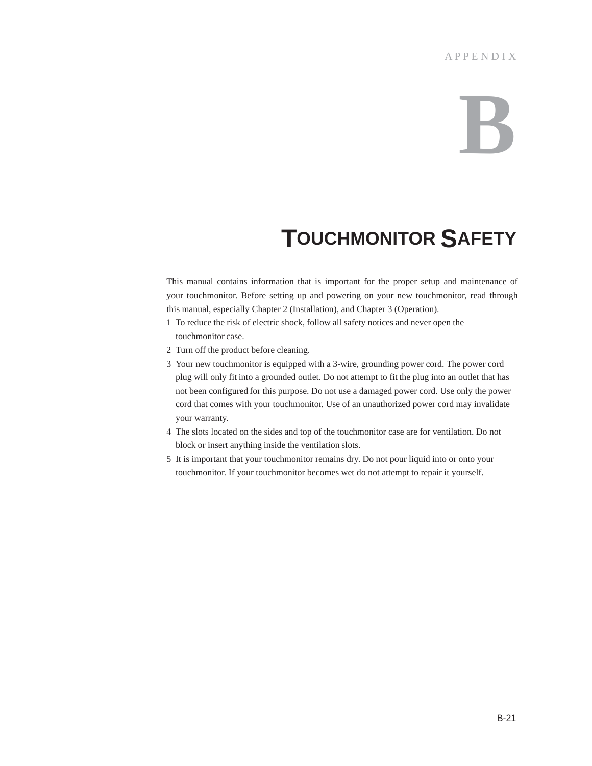APPENDIX

# B

## TOUCHMONITOR SAFETY

This manual contains information that is important for the proper setup and maintenance of your touchmonitor. Before setting up and powering on your new touchmonitor, read through this manual, especially Chapter 2 (Installation), and Chapter 3 (Operation).

1. To reduce the risk of electric shock, follow all safety notices and never open the touchmonitor case.
2. Turn off the product before cleaning.
3. Your new touchmonitor is equipped with a 3-wire, grounding power cord. The power cord plug will only fit into a grounded outlet. Do not attempt to fit the plug into an outlet that has not been configured for this purpose. Do not use a damaged power cord. Use only the power cord that comes with your touchmonitor. Use of an unauthorized power cord may invalidate your warranty.
4. The slots located on the sides and top of the touchmonitor case are for ventilation. Do not block or insert anything inside the ventilation slots.
5. It is important that your touchmonitor remains dry. Do not pour liquid into or onto your touchmonitor. If your touchmonitor becomes wet do not attempt to repair it yourself.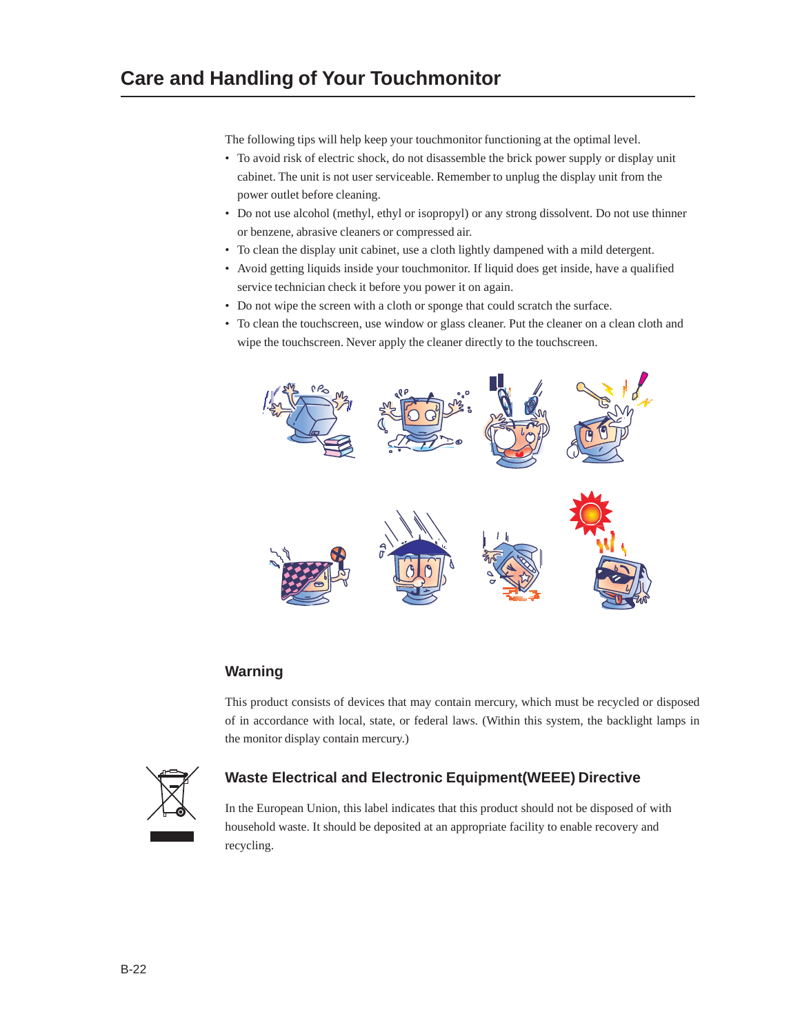# Care and Handling of Your Touchmonitor

The following tips will help keep your touchmonitor functioning at the optimal level.

- To avoid risk of electric shock, do not disassemble the brick power supply or display unit cabinet. The unit is not user serviceable. Remember to unplug the display unit from the power outlet before cleaning.
- Do not use alcohol (methyl, ethyl or isopropyl) or any strong dissolvent. Do not use thinner or benzene, abrasive cleaners or compressed air.
- To clean the display unit cabinet, use a cloth lightly dampened with a mild detergent.
- Avoid getting liquids inside your touchmonitor. If liquid does get inside, have a qualified service technician check it before you power it on again.
- Do not wipe the screen with a cloth or sponge that could scratch the surface.
- To clean the touchscreen, use window or glass cleaner. Put the cleaner on a clean cloth and wipe the touchscreen. Never apply the cleaner directly to the touchscreen.

## Warning

This product consists of devices that may contain mercury, which must be recycled or disposed of in accordance with local, state, or federal laws. (Within this system, the backlight lamps in the monitor display contain mercury.)

## Waste Electrical and Electronic Equipment(WEEE) Directive

In the European Union, this label indicates that this product should not be disposed of with household waste. It should be deposited at an appropriate facility to enable recovery and recycling.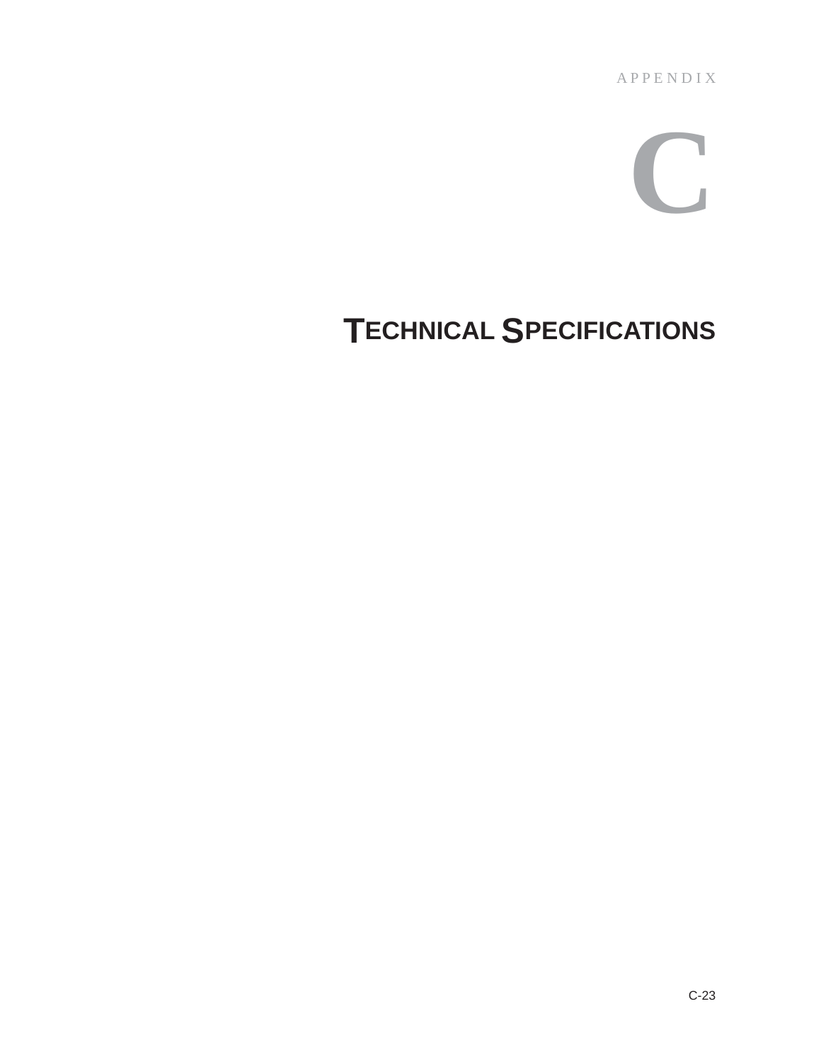APPENDIX

# C

# TECHNICAL SPECIFICATIONS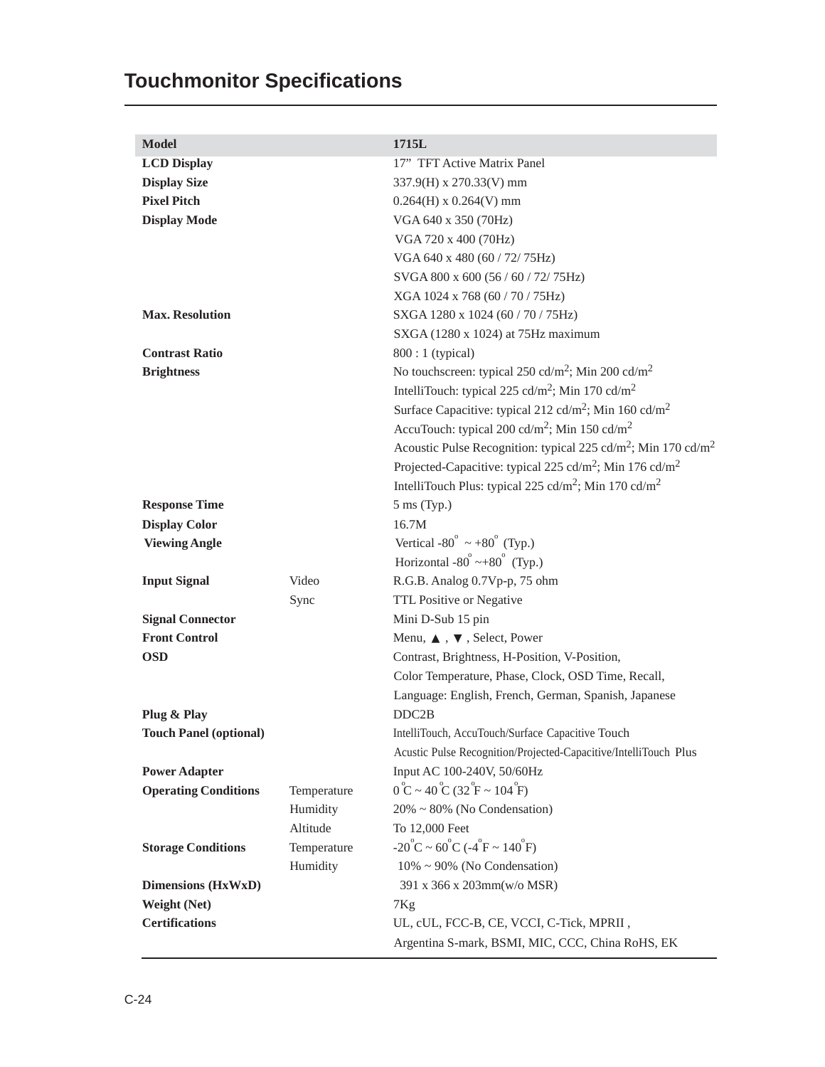# Touchmonitor Specifications

| Model | | 1715L |
|---|---|---|
| LCD Display | | 17" TFT Active Matrix Panel |
| Display Size | | 337.9(H) x 270.33(V) mm |
| Pixel Pitch | | 0.264(H) x 0.264(V) mm |
| Display Mode | | VGA 640 x 350 (70Hz) |
| | | VGA 720 x 400 (70Hz) |
| | | VGA 640 x 480 (60 / 72/ 75Hz) |
| | | SVGA 800 x 600 (56 / 60 / 72/ 75Hz) |
| | | XGA 1024 x 768 (60 / 70 / 75Hz) |
| Max. Resolution | | SXGA 1280 x 1024 (60 / 70 / 75Hz) |
| | | SXGA (1280 x 1024) at 75Hz maximum |
| Contrast Ratio | | 800 : 1 (typical) |
| Brightness | | No touchscreen: typical 250 cd/m$^2$; Min 200 cd/m$^2$ |
| | | IntelliTouch: typical 225 cd/m$^2$; Min 170 cd/m$^2$ |
| | | Surface Capacitive: typical 212 cd/m$^2$; Min 160 cd/m$^2$ |
| | | AccuTouch: typical 200 cd/m$^2$; Min 150 cd/m$^2$ |
| | | Acoustic Pulse Recognition: typical 225 cd/m$^2$; Min 170 cd/m$^2$ |
| | | Projected-Capacitive: typical 225 cd/m$^2$; Min 176 cd/m$^2$ |
| | | IntelliTouch Plus: typical 225 cd/m$^2$; Min 170 cd/m$^2$ |
| Response Time | | 5 ms (Typ.) |
| Display Color | | 16.7M |
| Viewing Angle | | Vertical -80° ~ +80° (Typ.) |
| | | Horizontal -80° ~+80° (Typ.) |
| Input Signal | Video | R.G.B. Analog 0.7Vp-p, 75 ohm |
| | Sync | TTL Positive or Negative |
| Signal Connector | | Mini D-Sub 15 pin |
| Front Control | | Menu, ▲ , ▼ , Select, Power |
| OSD | | Contrast, Brightness, H-Position, V-Position, |
| | | Color Temperature, Phase, Clock, OSD Time, Recall, |
| | | Language: English, French, German, Spanish, Japanese |
| Plug & Play | | DDC2B |
| Touch Panel (optional) | | IntelliTouch, AccuTouch/Surface Capacitive Touch |
| | | Acustic Pulse Recognition/Projected-Capacitive/IntelliTouch Plus |
| Power Adapter | | Input AC 100-240V, 50/60Hz |
| Operating Conditions | Temperature | 0°C ~ 40°C (32°F ~ 104°F) |
| | Humidity | 20% ~ 80% (No Condensation) |
| | Altitude | To 12,000 Feet |
| Storage Conditions | Temperature | -20°C ~ 60°C (-4°F ~ 140°F) |
| | Humidity | 10% ~ 90% (No Condensation) |
| Dimensions (HxWxD) | | 391 x 366 x 203mm(w/o MSR) |
| Weight (Net) | | 7Kg |
| Certifications | | UL, cUL, FCC-B, CE, VCCI, C-Tick, MPRII , |
| | | Argentina S-mark, BSMI, MIC, CCC, China RoHS, EK |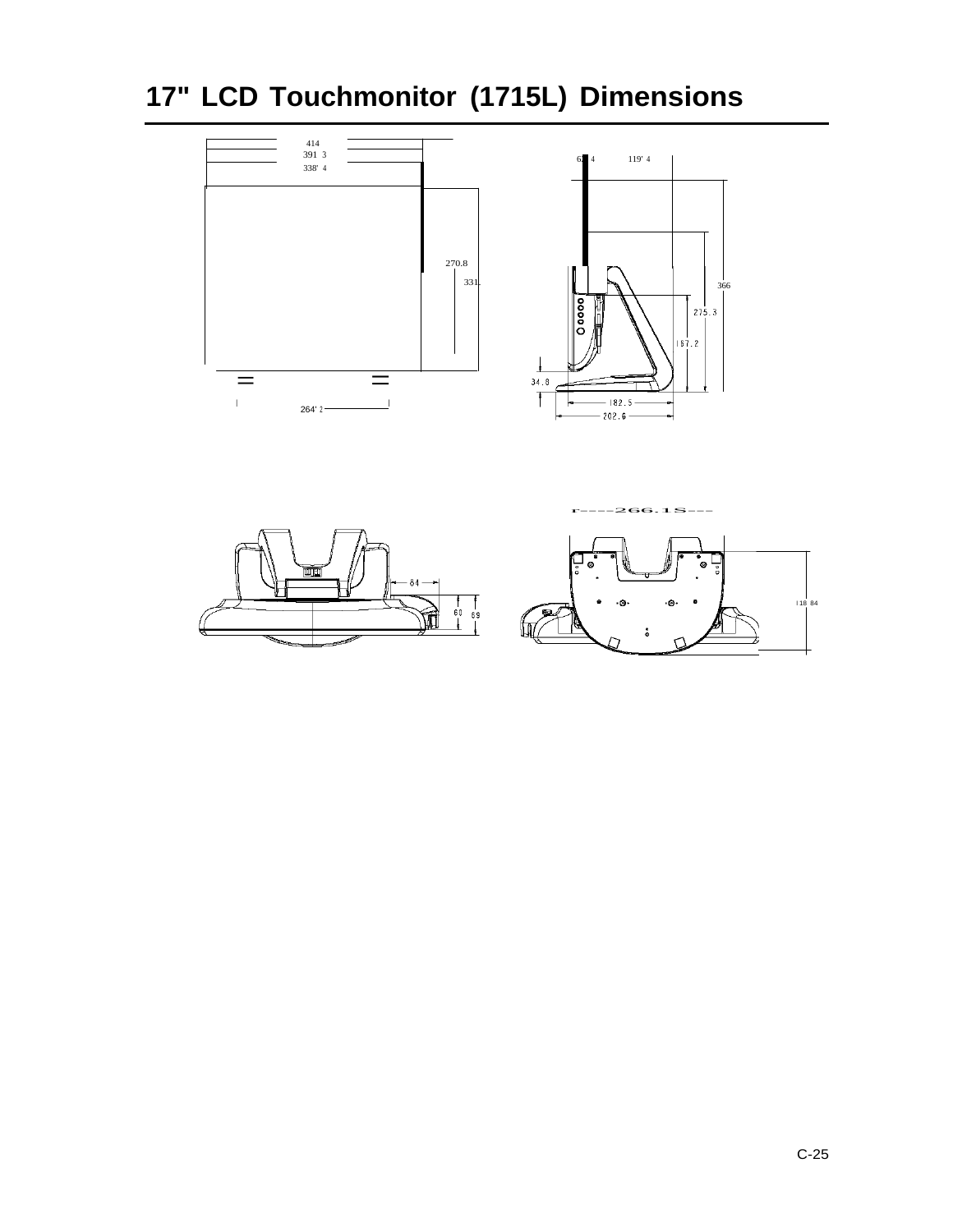# 17" LCD Touchmonitor (1715L) Dimensions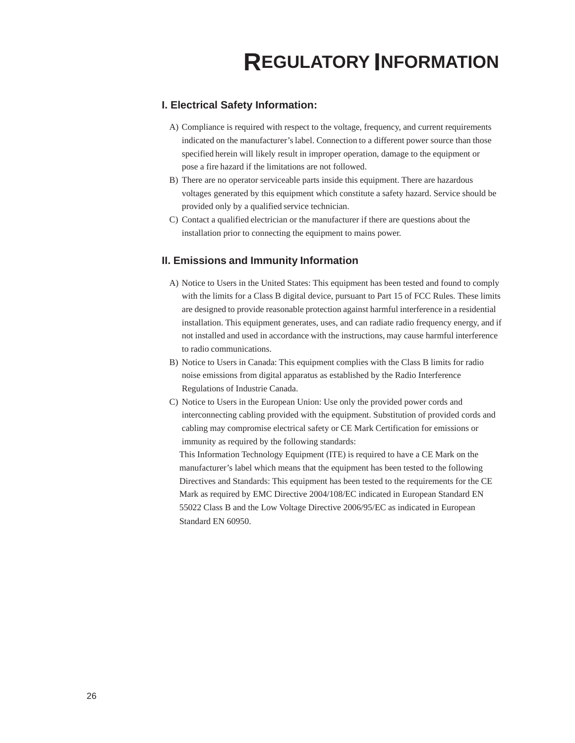# Regulatory Information

## I. Electrical Safety Information:

A) Compliance is required with respect to the voltage, frequency, and current requirements indicated on the manufacturer's label. Connection to a different power source than those specified herein will likely result in improper operation, damage to the equipment or pose a fire hazard if the limitations are not followed.

B) There are no operator serviceable parts inside this equipment. There are hazardous voltages generated by this equipment which constitute a safety hazard. Service should be provided only by a qualified service technician.

C) Contact a qualified electrician or the manufacturer if there are questions about the installation prior to connecting the equipment to mains power.

## II. Emissions and Immunity Information

A) Notice to Users in the United States: This equipment has been tested and found to comply with the limits for a Class B digital device, pursuant to Part 15 of FCC Rules. These limits are designed to provide reasonable protection against harmful interference in a residential installation. This equipment generates, uses, and can radiate radio frequency energy, and if not installed and used in accordance with the instructions, may cause harmful interference to radio communications.

B) Notice to Users in Canada: This equipment complies with the Class B limits for radio noise emissions from digital apparatus as established by the Radio Interference Regulations of Industrie Canada.

C) Notice to Users in the European Union: Use only the provided power cords and interconnecting cabling provided with the equipment. Substitution of provided cords and cabling may compromise electrical safety or CE Mark Certification for emissions or immunity as required by the following standards:

This Information Technology Equipment (ITE) is required to have a CE Mark on the manufacturer's label which means that the equipment has been tested to the following Directives and Standards: This equipment has been tested to the requirements for the CE Mark as required by EMC Directive 2004/108/EC indicated in European Standard EN 55022 Class B and the Low Voltage Directive 2006/95/EC as indicated in European Standard EN 60950.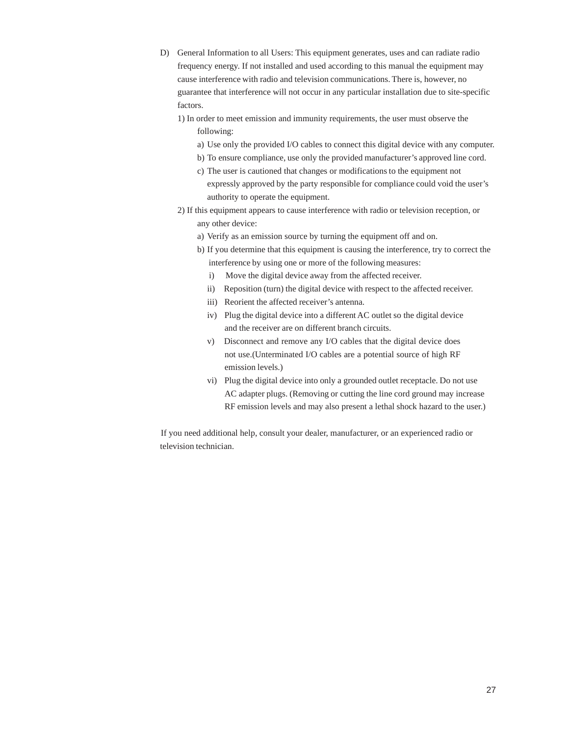D) General Information to all Users: This equipment generates, uses and can radiate radio frequency energy. If not installed and used according to this manual the equipment may cause interference with radio and television communications. There is, however, no guarantee that interference will not occur in any particular installation due to site-specific factors.

1) In order to meet emission and immunity requirements, the user must observe the following:
   - a) Use only the provided I/O cables to connect this digital device with any computer.
   - b) To ensure compliance, use only the provided manufacturer's approved line cord.
   - c) The user is cautioned that changes or modifications to the equipment not expressly approved by the party responsible for compliance could void the user's authority to operate the equipment.

2) If this equipment appears to cause interference with radio or television reception, or any other device:
   - a) Verify as an emission source by turning the equipment off and on.
   - b) If you determine that this equipment is causing the interference, try to correct the interference by using one or more of the following measures:
     - i) Move the digital device away from the affected receiver.
     - ii) Reposition (turn) the digital device with respect to the affected receiver.
     - iii) Reorient the affected receiver's antenna.
     - iv) Plug the digital device into a different AC outlet so the digital device and the receiver are on different branch circuits.
     - v) Disconnect and remove any I/O cables that the digital device does not use.(Unterminated I/O cables are a potential source of high RF emission levels.)
     - vi) Plug the digital device into only a grounded outlet receptacle. Do not use AC adapter plugs. (Removing or cutting the line cord ground may increase RF emission levels and may also present a lethal shock hazard to the user.)

If you need additional help, consult your dealer, manufacturer, or an experienced radio or television technician.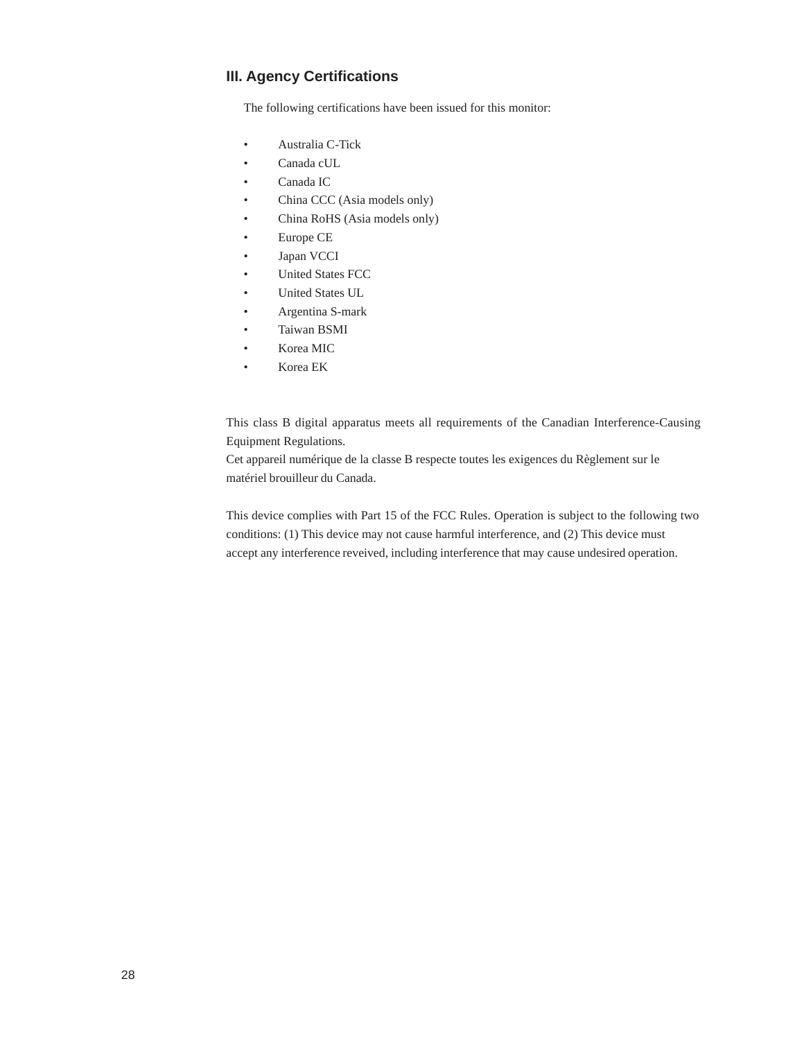## III. Agency Certifications

The following certifications have been issued for this monitor:

- Australia C-Tick
- Canada cUL
- Canada IC
- China CCC (Asia models only)
- China RoHS (Asia models only)
- Europe CE
- Japan VCCI
- United States FCC
- United States UL
- Argentina S-mark
- Taiwan BSMI
- Korea MIC
- Korea EK

This class B digital apparatus meets all requirements of the Canadian Interference-Causing Equipment Regulations.
Cet appareil numérique de la classe B respecte toutes les exigences du Règlement sur le matériel brouilleur du Canada.

This device complies with Part 15 of the FCC Rules. Operation is subject to the following two conditions: (1) This device may not cause harmful interference, and (2) This device must accept any interference reveived, including interference that may cause undesired operation.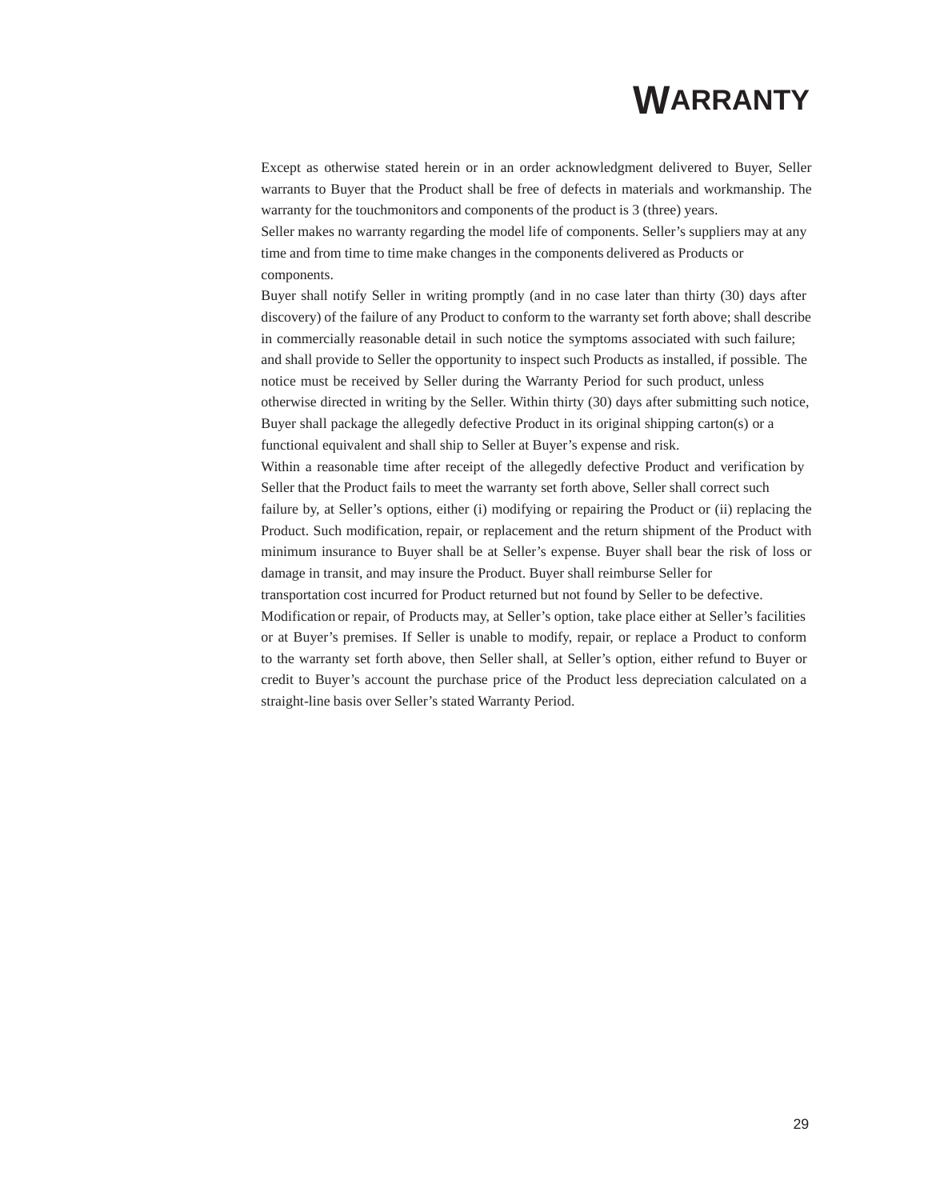# WARRANTY

Except as otherwise stated herein or in an order acknowledgment delivered to Buyer, Seller warrants to Buyer that the Product shall be free of defects in materials and workmanship. The warranty for the touchmonitors and components of the product is 3 (three) years.

Seller makes no warranty regarding the model life of components. Seller's suppliers may at any time and from time to time make changes in the components delivered as Products or components.

Buyer shall notify Seller in writing promptly (and in no case later than thirty (30) days after discovery) of the failure of any Product to conform to the warranty set forth above; shall describe in commercially reasonable detail in such notice the symptoms associated with such failure; and shall provide to Seller the opportunity to inspect such Products as installed, if possible. The notice must be received by Seller during the Warranty Period for such product, unless otherwise directed in writing by the Seller. Within thirty (30) days after submitting such notice, Buyer shall package the allegedly defective Product in its original shipping carton(s) or a functional equivalent and shall ship to Seller at Buyer's expense and risk.

Within a reasonable time after receipt of the allegedly defective Product and verification by Seller that the Product fails to meet the warranty set forth above, Seller shall correct such failure by, at Seller's options, either (i) modifying or repairing the Product or (ii) replacing the Product. Such modification, repair, or replacement and the return shipment of the Product with minimum insurance to Buyer shall be at Seller's expense. Buyer shall bear the risk of loss or damage in transit, and may insure the Product. Buyer shall reimburse Seller for transportation cost incurred for Product returned but not found by Seller to be defective.

Modification or repair, of Products may, at Seller's option, take place either at Seller's facilities or at Buyer's premises. If Seller is unable to modify, repair, or replace a Product to conform to the warranty set forth above, then Seller shall, at Seller's option, either refund to Buyer or credit to Buyer's account the purchase price of the Product less depreciation calculated on a straight-line basis over Seller's stated Warranty Period.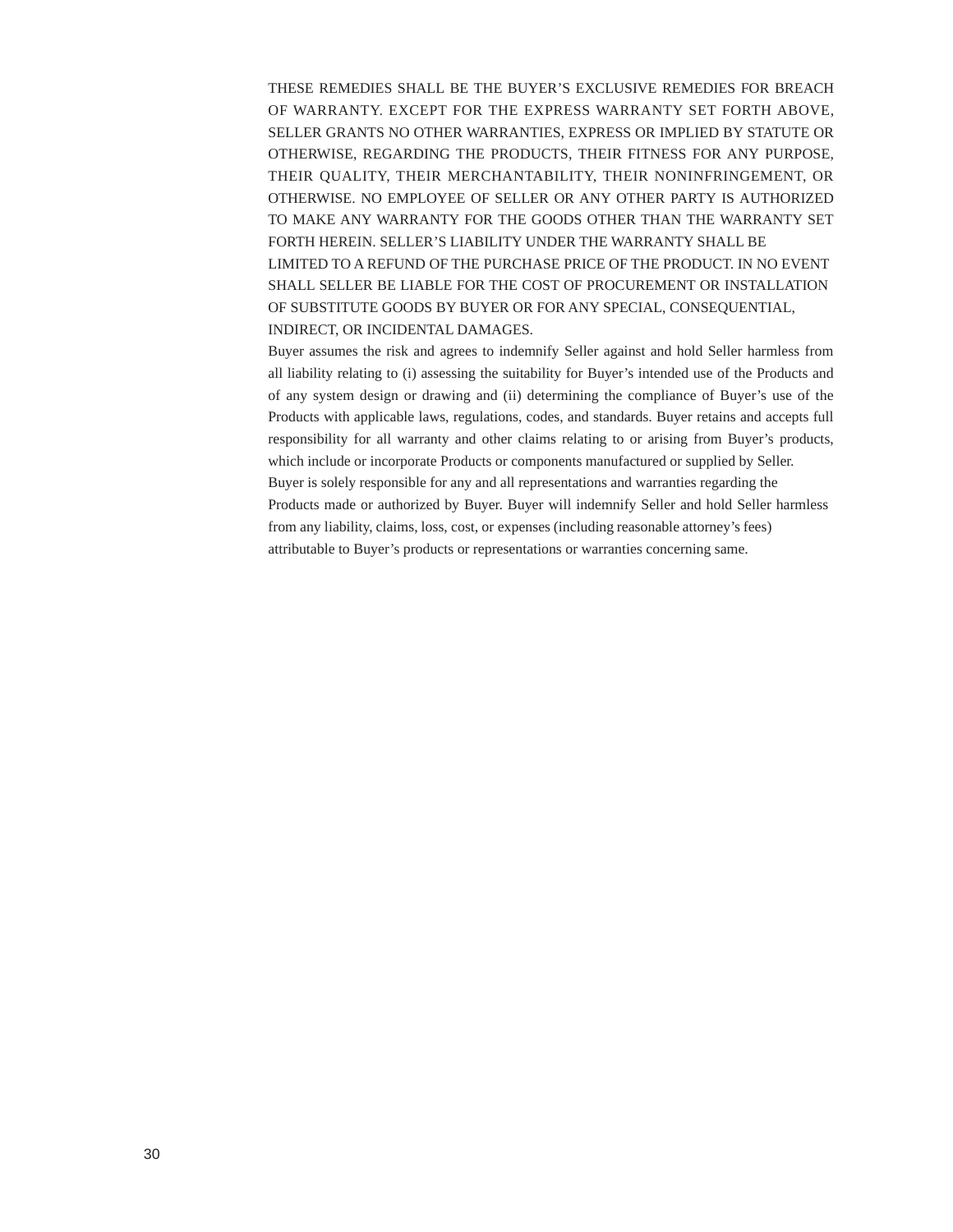THESE REMEDIES SHALL BE THE BUYER’S EXCLUSIVE REMEDIES FOR BREACH OF WARRANTY. EXCEPT FOR THE EXPRESS WARRANTY SET FORTH ABOVE, SELLER GRANTS NO OTHER WARRANTIES, EXPRESS OR IMPLIED BY STATUTE OR OTHERWISE, REGARDING THE PRODUCTS, THEIR FITNESS FOR ANY PURPOSE, THEIR QUALITY, THEIR MERCHANTABILITY, THEIR NONINFRINGEMENT, OR OTHERWISE. NO EMPLOYEE OF SELLER OR ANY OTHER PARTY IS AUTHORIZED TO MAKE ANY WARRANTY FOR THE GOODS OTHER THAN THE WARRANTY SET FORTH HEREIN. SELLER’S LIABILITY UNDER THE WARRANTY SHALL BE LIMITED TO A REFUND OF THE PURCHASE PRICE OF THE PRODUCT. IN NO EVENT SHALL SELLER BE LIABLE FOR THE COST OF PROCUREMENT OR INSTALLATION OF SUBSTITUTE GOODS BY BUYER OR FOR ANY SPECIAL, CONSEQUENTIAL, INDIRECT, OR INCIDENTAL DAMAGES.

Buyer assumes the risk and agrees to indemnify Seller against and hold Seller harmless from all liability relating to (i) assessing the suitability for Buyer’s intended use of the Products and of any system design or drawing and (ii) determining the compliance of Buyer’s use of the Products with applicable laws, regulations, codes, and standards. Buyer retains and accepts full responsibility for all warranty and other claims relating to or arising from Buyer’s products, which include or incorporate Products or components manufactured or supplied by Seller. Buyer is solely responsible for any and all representations and warranties regarding the Products made or authorized by Buyer. Buyer will indemnify Seller and hold Seller harmless from any liability, claims, loss, cost, or expenses (including reasonable attorney’s fees) attributable to Buyer’s products or representations or warranties concerning same.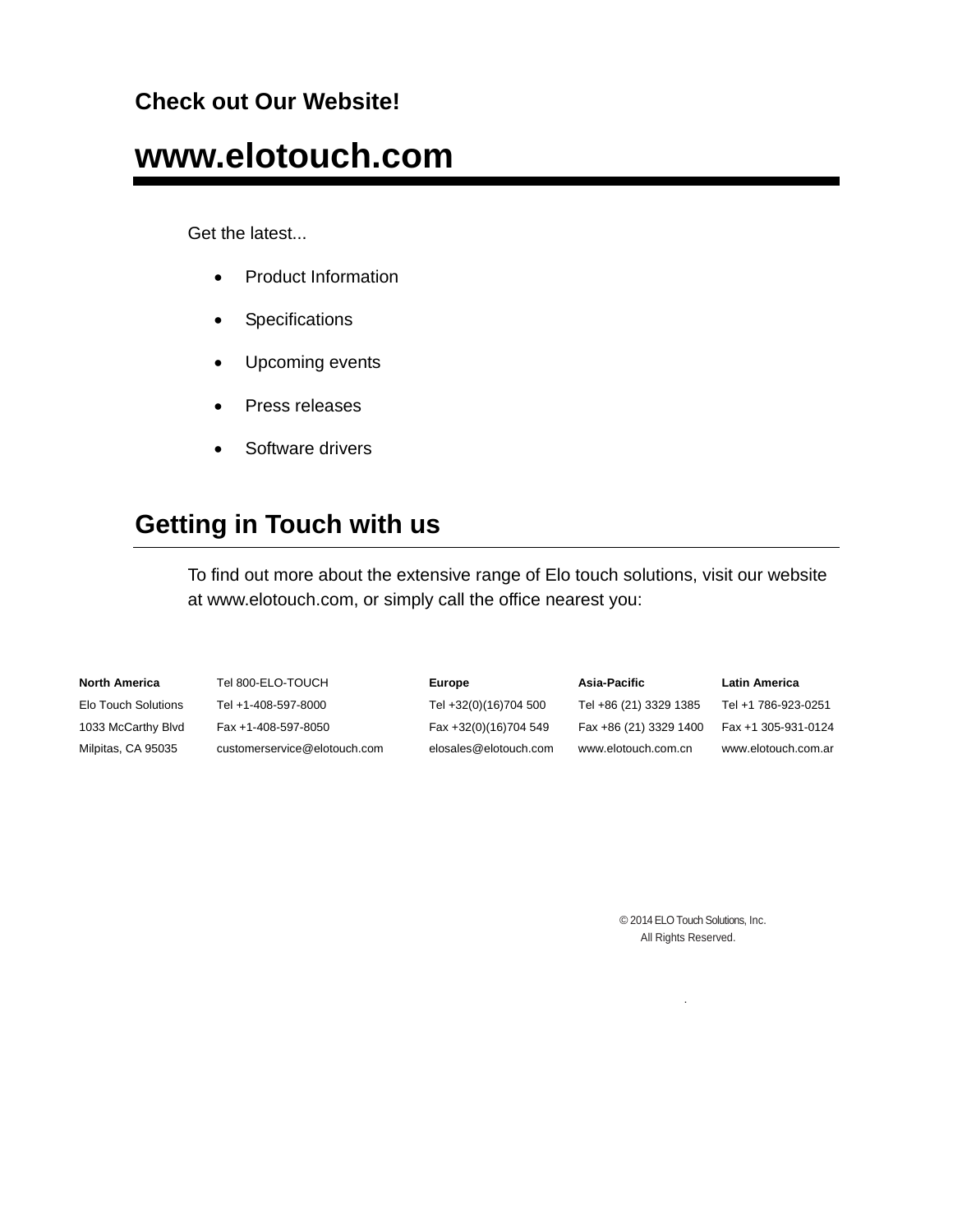## Check out Our Website!

# www.elotouch.com

Get the latest...

- Product Information
- Specifications
- Upcoming events
- Press releases
- Software drivers

## Getting in Touch with us

To find out more about the extensive range of Elo touch solutions, visit our website at www.elotouch.com, or simply call the office nearest you:

| | | | | |
|---|---|---|---|---|
| **North America** | Tel 800-ELO-TOUCH | **Europe** | **Asia-Pacific** | **Latin America** |
| Elo Touch Solutions | Tel +1-408-597-8000 | Tel +32(0)(16)704 500 | Tel +86 (21) 3329 1385 | Tel +1 786-923-0251 |
| 1033 McCarthy Blvd | Fax +1-408-597-8050 | Fax +32(0)(16)704 549 | Fax +86 (21) 3329 1400 | Fax +1 305-931-0124 |
| Milpitas, CA 95035 | customerservice@elotouch.com | elosales@elotouch.com | www.elotouch.com.cn | www.elotouch.com.ar |

© 2014 ELO Touch Solutions, Inc.
All Rights Reserved.